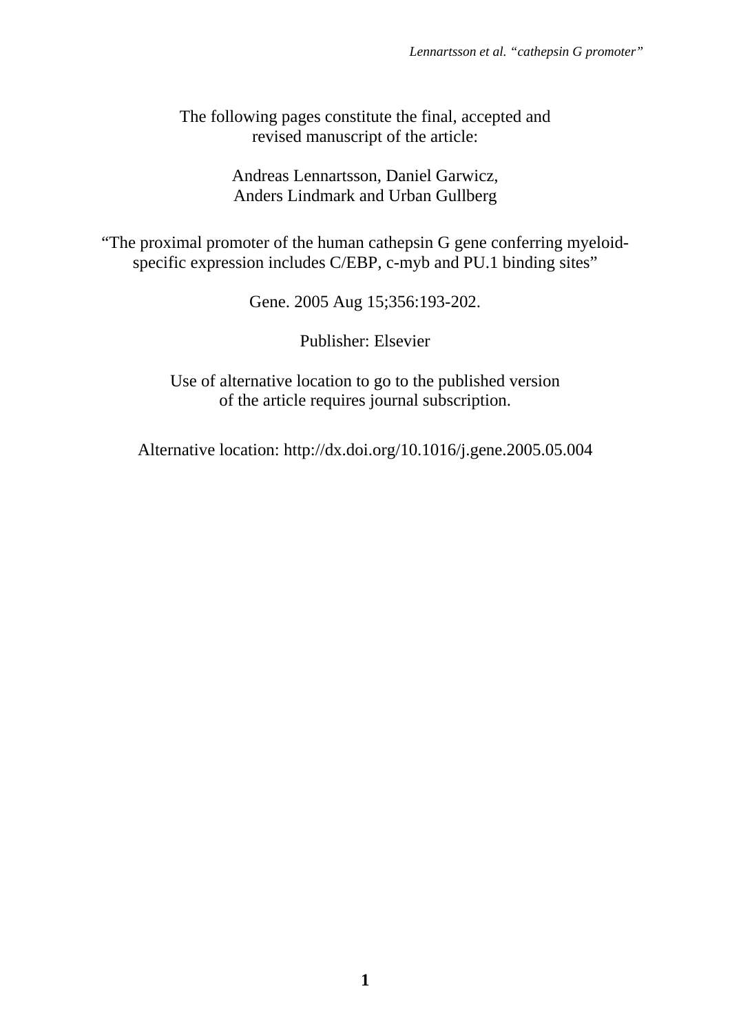The following pages constitute the final, accepted and revised manuscript of the article:

Andreas Lennartsson, Daniel Garwicz, Anders Lindmark and Urban Gullberg

"The proximal promoter of the human cathepsin G gene conferring myeloid-specific expression includes C/EBP, c-myb and PU.1 binding sites"

Gene. 2005 Aug 15;356:193-202.

Publisher: Elsevier

Use of alternative location to go to the published version of the article requires journal subscription.

Alternative location: http://dx.doi.org/10.1016/j.gene.2005.05.004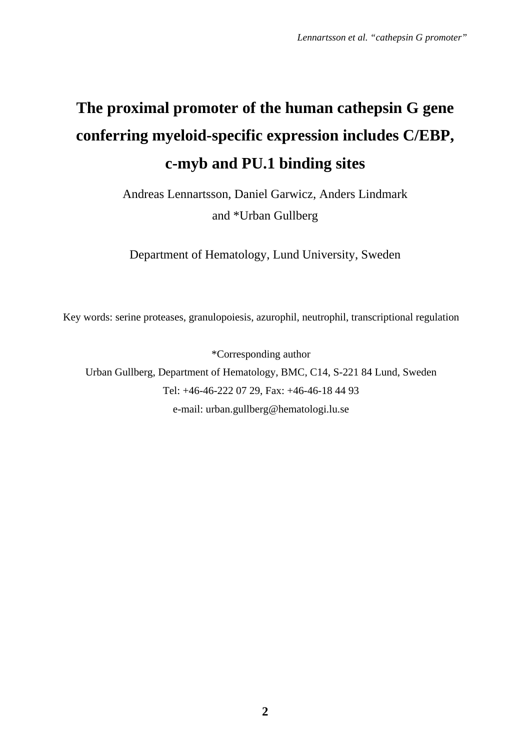# The proximal promoter of the human cathepsin G gene conferring myeloid-specific expression includes C/EBP, c-myb and PU.1 binding sites

Andreas Lennartsson, Daniel Garwicz, Anders Lindmark and *Urban Gullberg

Department of Hematology, Lund University, Sweden

Key words: serine proteases, granulopoiesis, azurophil, neutrophil, transcriptional regulation

*Corresponding author

Urban Gullberg, Department of Hematology, BMC, C14, S-221 84 Lund, Sweden

Tel: +46-46-222 07 29, Fax: +46-46-18 44 93

e-mail: urban.gullberg@hematologi.lu.se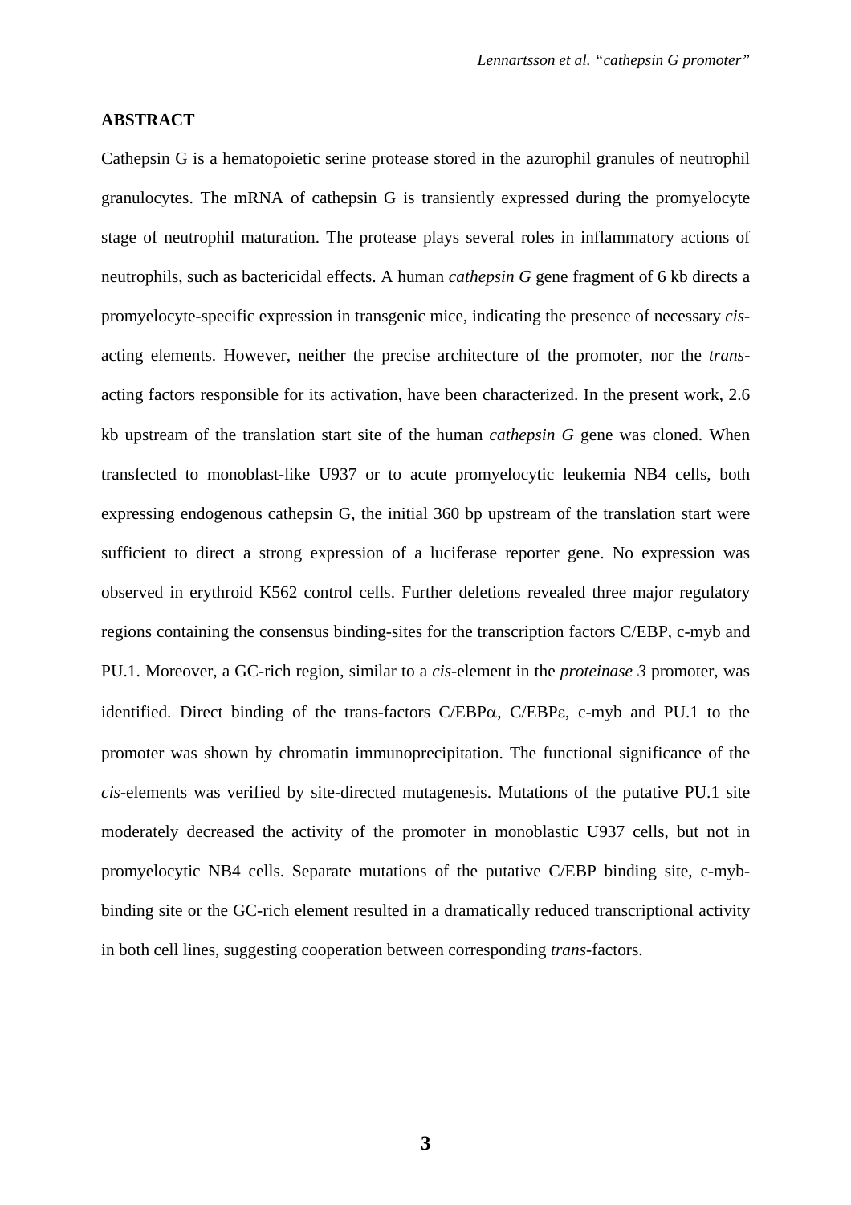## ABSTRACT

Cathepsin G is a hematopoietic serine protease stored in the azurophil granules of neutrophil granulocytes. The mRNA of cathepsin G is transiently expressed during the promyelocyte stage of neutrophil maturation. The protease plays several roles in inflammatory actions of neutrophils, such as bactericidal effects. A human *cathepsin G* gene fragment of 6 kb directs a promyelocyte-specific expression in transgenic mice, indicating the presence of necessary *cis*-acting elements. However, neither the precise architecture of the promoter, nor the *trans*-acting factors responsible for its activation, have been characterized. In the present work, 2.6 kb upstream of the translation start site of the human *cathepsin G* gene was cloned. When transfected to monoblast-like U937 or to acute promyelocytic leukemia NB4 cells, both expressing endogenous cathepsin G, the initial 360 bp upstream of the translation start were sufficient to direct a strong expression of a luciferase reporter gene. No expression was observed in erythroid K562 control cells. Further deletions revealed three major regulatory regions containing the consensus binding-sites for the transcription factors C/EBP, c-myb and PU.1. Moreover, a GC-rich region, similar to a *cis*-element in the *proteinase 3* promoter, was identified. Direct binding of the trans-factors C/EBPα, C/EBPε, c-myb and PU.1 to the promoter was shown by chromatin immunoprecipitation. The functional significance of the *cis*-elements was verified by site-directed mutagenesis. Mutations of the putative PU.1 site moderately decreased the activity of the promoter in monoblastic U937 cells, but not in promyelocytic NB4 cells. Separate mutations of the putative C/EBP binding site, c-myb-binding site or the GC-rich element resulted in a dramatically reduced transcriptional activity in both cell lines, suggesting cooperation between corresponding *trans*-factors.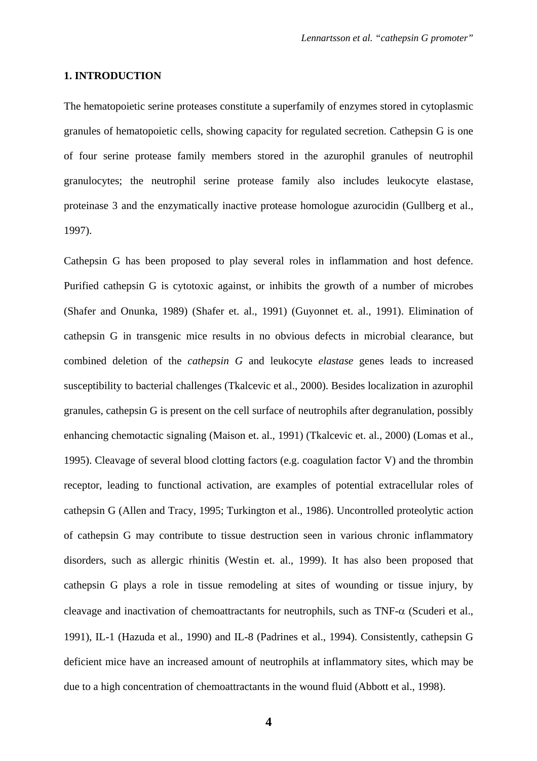## 1. INTRODUCTION

The hematopoietic serine proteases constitute a superfamily of enzymes stored in cytoplasmic granules of hematopoietic cells, showing capacity for regulated secretion. Cathepsin G is one of four serine protease family members stored in the azurophil granules of neutrophil granulocytes; the neutrophil serine protease family also includes leukocyte elastase, proteinase 3 and the enzymatically inactive protease homologue azurocidin (Gullberg et al., 1997).

Cathepsin G has been proposed to play several roles in inflammation and host defence. Purified cathepsin G is cytotoxic against, or inhibits the growth of a number of microbes (Shafer and Onunka, 1989) (Shafer et. al., 1991) (Guyonnet et. al., 1991). Elimination of cathepsin G in transgenic mice results in no obvious defects in microbial clearance, but combined deletion of the *cathepsin G* and leukocyte *elastase* genes leads to increased susceptibility to bacterial challenges (Tkalcevic et al., 2000). Besides localization in azurophil granules, cathepsin G is present on the cell surface of neutrophils after degranulation, possibly enhancing chemotactic signaling (Maison et. al., 1991) (Tkalcevic et. al., 2000) (Lomas et al., 1995). Cleavage of several blood clotting factors (e.g. coagulation factor V) and the thrombin receptor, leading to functional activation, are examples of potential extracellular roles of cathepsin G (Allen and Tracy, 1995; Turkington et al., 1986). Uncontrolled proteolytic action of cathepsin G may contribute to tissue destruction seen in various chronic inflammatory disorders, such as allergic rhinitis (Westin et. al., 1999). It has also been proposed that cathepsin G plays a role in tissue remodeling at sites of wounding or tissue injury, by cleavage and inactivation of chemoattractants for neutrophils, such as TNF-$\alpha$ (Scuderi et al., 1991), IL-1 (Hazuda et al., 1990) and IL-8 (Padrines et al., 1994). Consistently, cathepsin G deficient mice have an increased amount of neutrophils at inflammatory sites, which may be due to a high concentration of chemoattractants in the wound fluid (Abbott et al., 1998).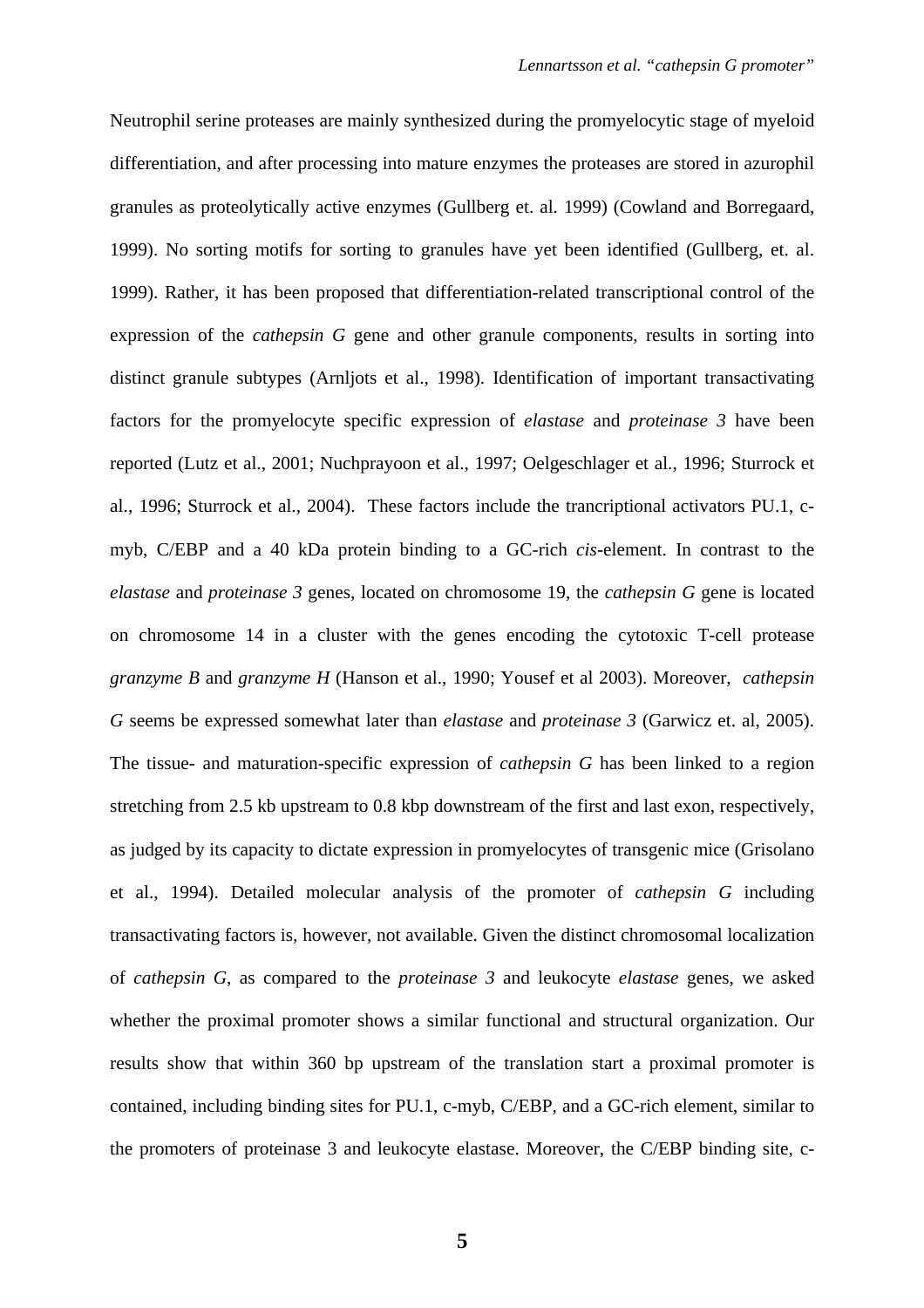Neutrophil serine proteases are mainly synthesized during the promyelocytic stage of myeloid differentiation, and after processing into mature enzymes the proteases are stored in azurophil granules as proteolytically active enzymes (Gullberg et. al. 1999) (Cowland and Borregaard, 1999). No sorting motifs for sorting to granules have yet been identified (Gullberg, et. al. 1999). Rather, it has been proposed that differentiation-related transcriptional control of the expression of the *cathepsin G* gene and other granule components, results in sorting into distinct granule subtypes (Arnljots et al., 1998). Identification of important transactivating factors for the promyelocyte specific expression of *elastase* and *proteinase 3* have been reported (Lutz et al., 2001; Nuchprayoon et al., 1997; Oelgeschlager et al., 1996; Sturrock et al., 1996; Sturrock et al., 2004). These factors include the trancriptional activators PU.1, c-myb, C/EBP and a 40 kDa protein binding to a GC-rich *cis*-element. In contrast to the *elastase* and *proteinase 3* genes, located on chromosome 19, the *cathepsin G* gene is located on chromosome 14 in a cluster with the genes encoding the cytotoxic T-cell protease *granzyme B* and *granzyme H* (Hanson et al., 1990; Yousef et al 2003). Moreover, *cathepsin G* seems be expressed somewhat later than *elastase* and *proteinase 3* (Garwicz et. al, 2005). The tissue- and maturation-specific expression of *cathepsin G* has been linked to a region stretching from 2.5 kb upstream to 0.8 kbp downstream of the first and last exon, respectively, as judged by its capacity to dictate expression in promyelocytes of transgenic mice (Grisolano et al., 1994). Detailed molecular analysis of the promoter of *cathepsin G* including transactivating factors is, however, not available. Given the distinct chromosomal localization of *cathepsin G*, as compared to the *proteinase 3* and leukocyte *elastase* genes, we asked whether the proximal promoter shows a similar functional and structural organization. Our results show that within 360 bp upstream of the translation start a proximal promoter is contained, including binding sites for PU.1, c-myb, C/EBP, and a GC-rich element, similar to the promoters of proteinase 3 and leukocyte elastase. Moreover, the C/EBP binding site, c-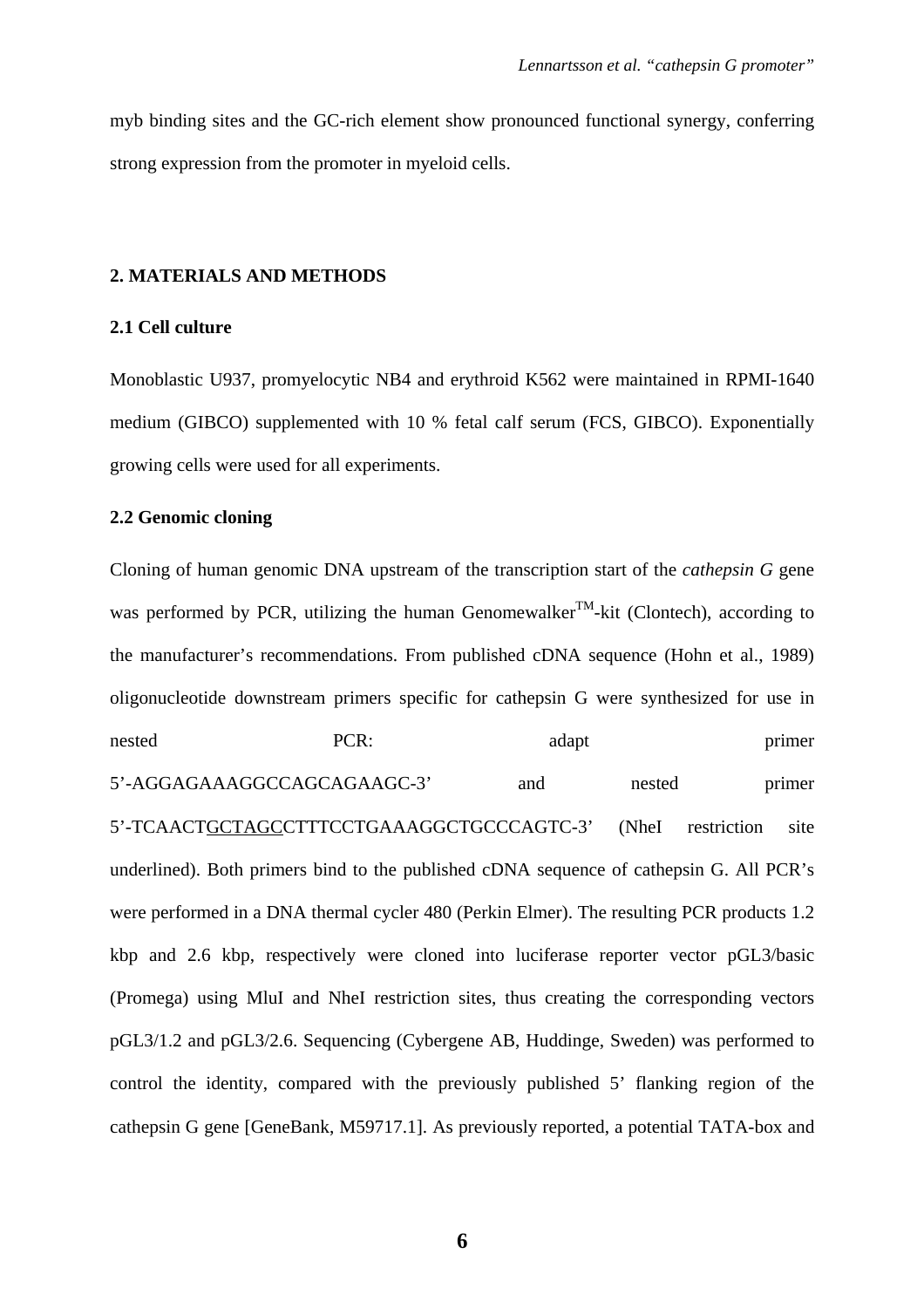myb binding sites and the GC-rich element show pronounced functional synergy, conferring strong expression from the promoter in myeloid cells.

## 2. MATERIALS AND METHODS

### 2.1 Cell culture

Monoblastic U937, promyelocytic NB4 and erythroid K562 were maintained in RPMI-1640 medium (GIBCO) supplemented with 10 % fetal calf serum (FCS, GIBCO). Exponentially growing cells were used for all experiments.

### 2.2 Genomic cloning

Cloning of human genomic DNA upstream of the transcription start of the *cathepsin G* gene was performed by PCR, utilizing the human Genomewalker$^{TM}$-kit (Clontech), according to the manufacturer's recommendations. From published cDNA sequence (Hohn et al., 1989) oligonucleotide downstream primers specific for cathepsin G were synthesized for use in nested PCR: adapt primer 5'-AGGAGAAAGGCCAGCAGAAGC-3' and nested primer 5'-TCAACT<u>GCTAGC</u>CTTTCCTGAAAGGCTGCCCAGTC-3' (NheI restriction site underlined). Both primers bind to the published cDNA sequence of cathepsin G. All PCR's were performed in a DNA thermal cycler 480 (Perkin Elmer). The resulting PCR products 1.2 kbp and 2.6 kbp, respectively were cloned into luciferase reporter vector pGL3/basic (Promega) using MluI and NheI restriction sites, thus creating the corresponding vectors pGL3/1.2 and pGL3/2.6. Sequencing (Cybergene AB, Huddinge, Sweden) was performed to control the identity, compared with the previously published 5' flanking region of the cathepsin G gene [GeneBank, M59717.1]. As previously reported, a potential TATA-box and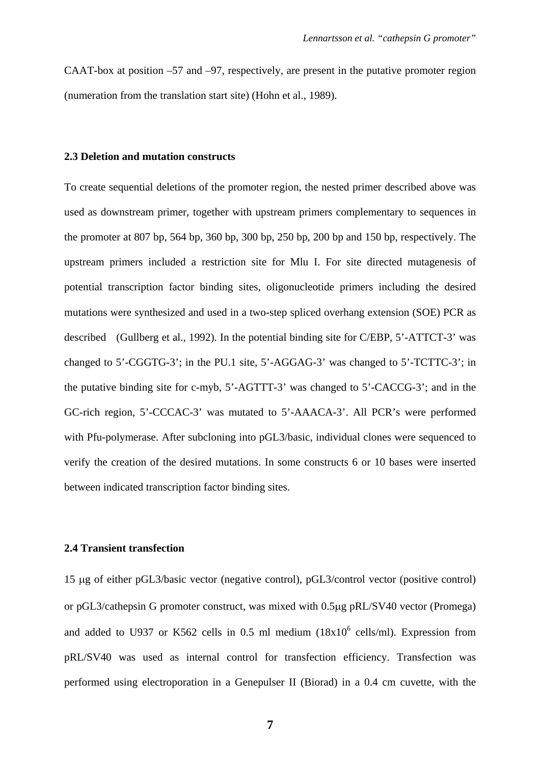CAAT-box at position –57 and –97, respectively, are present in the putative promoter region (numeration from the translation start site) (Hohn et al., 1989).

### 2.3 Deletion and mutation constructs

To create sequential deletions of the promoter region, the nested primer described above was used as downstream primer, together with upstream primers complementary to sequences in the promoter at 807 bp, 564 bp, 360 bp, 300 bp, 250 bp, 200 bp and 150 bp, respectively. The upstream primers included a restriction site for Mlu I. For site directed mutagenesis of potential transcription factor binding sites, oligonucleotide primers including the desired mutations were synthesized and used in a two-step spliced overhang extension (SOE) PCR as described (Gullberg et al., 1992). In the potential binding site for C/EBP, 5'-ATTCT-3' was changed to 5'-CGGTG-3'; in the PU.1 site, 5'-AGGAG-3' was changed to 5'-TCTTC-3'; in the putative binding site for c-myb, 5'-AGTTT-3' was changed to 5'-CACCG-3'; and in the GC-rich region, 5'-CCCAC-3' was mutated to 5'-AAACA-3'. All PCR's were performed with Pfu-polymerase. After subcloning into pGL3/basic, individual clones were sequenced to verify the creation of the desired mutations. In some constructs 6 or 10 bases were inserted between indicated transcription factor binding sites.

### 2.4 Transient transfection

15 μg of either pGL3/basic vector (negative control), pGL3/control vector (positive control) or pGL3/cathepsin G promoter construct, was mixed with 0.5μg pRL/SV40 vector (Promega) and added to U937 or K562 cells in 0.5 ml medium ($18 \times 10^6$ cells/ml). Expression from pRL/SV40 was used as internal control for transfection efficiency. Transfection was performed using electroporation in a Genepulser II (Biorad) in a 0.4 cm cuvette, with the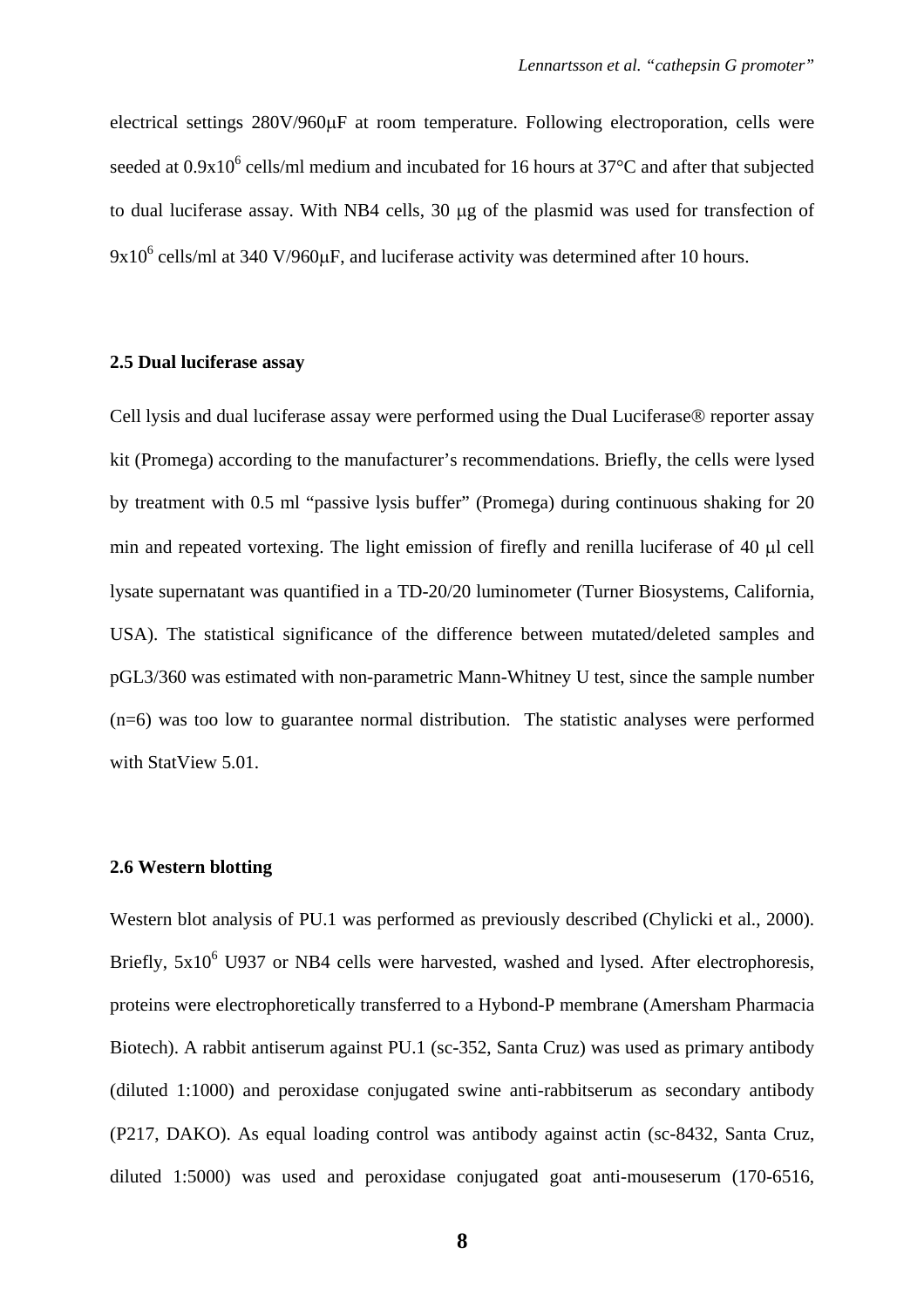electrical settings 280V/960μF at room temperature. Following electroporation, cells were seeded at $0.9x10^6$ cells/ml medium and incubated for 16 hours at 37°C and after that subjected to dual luciferase assay. With NB4 cells, 30 μg of the plasmid was used for transfection of $9x10^6$ cells/ml at 340 V/960μF, and luciferase activity was determined after 10 hours.

### 2.5 Dual luciferase assay

Cell lysis and dual luciferase assay were performed using the Dual Luciferase® reporter assay kit (Promega) according to the manufacturer's recommendations. Briefly, the cells were lysed by treatment with 0.5 ml "passive lysis buffer" (Promega) during continuous shaking for 20 min and repeated vortexing. The light emission of firefly and renilla luciferase of 40 μl cell lysate supernatant was quantified in a TD-20/20 luminometer (Turner Biosystems, California, USA). The statistical significance of the difference between mutated/deleted samples and pGL3/360 was estimated with non-parametric Mann-Whitney U test, since the sample number (n=6) was too low to guarantee normal distribution. The statistic analyses were performed with StatView 5.01.

### 2.6 Western blotting

Western blot analysis of PU.1 was performed as previously described (Chylicki et al., 2000). Briefly, $5x10^6$ U937 or NB4 cells were harvested, washed and lysed. After electrophoresis, proteins were electrophoretically transferred to a Hybond-P membrane (Amersham Pharmacia Biotech). A rabbit antiserum against PU.1 (sc-352, Santa Cruz) was used as primary antibody (diluted 1:1000) and peroxidase conjugated swine anti-rabbitserum as secondary antibody (P217, DAKO). As equal loading control was antibody against actin (sc-8432, Santa Cruz, diluted 1:5000) was used and peroxidase conjugated goat anti-mouseserum (170-6516,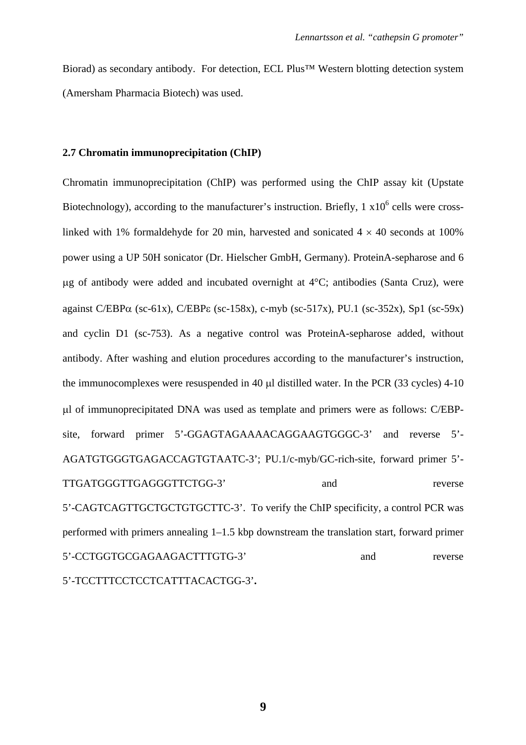Biorad) as secondary antibody. For detection, ECL Plus™ Western blotting detection system (Amersham Pharmacia Biotech) was used.

### 2.7 Chromatin immunoprecipitation (ChIP)

Chromatin immunoprecipitation (ChIP) was performed using the ChIP assay kit (Upstate Biotechnology), according to the manufacturer's instruction. Briefly, 1 x$10^6$ cells were cross-linked with 1% formaldehyde for 20 min, harvested and sonicated 4 × 40 seconds at 100% power using a UP 50H sonicator (Dr. Hielscher GmbH, Germany). ProteinA-sepharose and 6 μg of antibody were added and incubated overnight at 4°C; antibodies (Santa Cruz), were against C/EBPα (sc-61x), C/EBPε (sc-158x), c-myb (sc-517x), PU.1 (sc-352x), Sp1 (sc-59x) and cyclin D1 (sc-753). As a negative control was ProteinA-sepharose added, without antibody. After washing and elution procedures according to the manufacturer's instruction, the immunocomplexes were resuspended in 40 μl distilled water. In the PCR (33 cycles) 4-10 μl of immunoprecipitated DNA was used as template and primers were as follows: C/EBP-site, forward primer 5'-GGAGTAGAAAACAGGAAGTGGGC-3' and reverse 5'-AGATGTGGGTGAGACCAGTGTAATC-3'; PU.1/c-myb/GC-rich-site, forward primer 5'-TTGATGGGTTGAGGGTTCTGG-3' and reverse 5'-CAGTCAGTTGCTGCTGTGCTTC-3'. To verify the ChIP specificity, a control PCR was performed with primers annealing 1–1.5 kbp downstream the translation start, forward primer 5'-CCTGGTGCGAGAAGACTTTGTG-3' and reverse 5'-TCCTTTCCTCCTCATTTACACTGG-3'.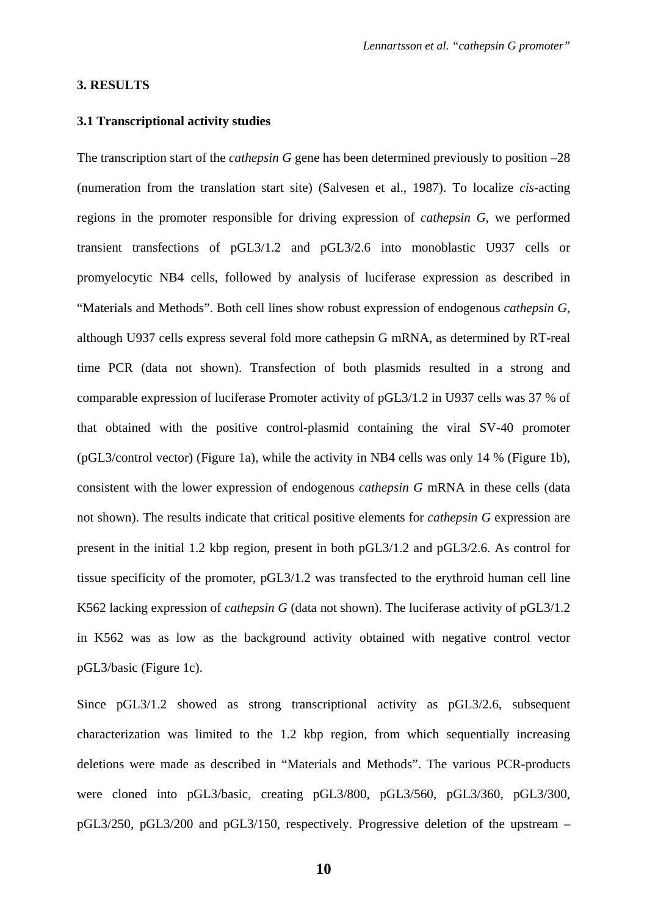## 3. RESULTS

### 3.1 Transcriptional activity studies

The transcription start of the *cathepsin G* gene has been determined previously to position –28 (numeration from the translation start site) (Salvesen et al., 1987). To localize *cis*-acting regions in the promoter responsible for driving expression of *cathepsin G*, we performed transient transfections of pGL3/1.2 and pGL3/2.6 into monoblastic U937 cells or promyelocytic NB4 cells, followed by analysis of luciferase expression as described in "Materials and Methods". Both cell lines show robust expression of endogenous *cathepsin G*, although U937 cells express several fold more cathepsin G mRNA, as determined by RT-real time PCR (data not shown). Transfection of both plasmids resulted in a strong and comparable expression of luciferase Promoter activity of pGL3/1.2 in U937 cells was 37 % of that obtained with the positive control-plasmid containing the viral SV-40 promoter (pGL3/control vector) (Figure 1a), while the activity in NB4 cells was only 14 % (Figure 1b), consistent with the lower expression of endogenous *cathepsin G* mRNA in these cells (data not shown). The results indicate that critical positive elements for *cathepsin G* expression are present in the initial 1.2 kbp region, present in both pGL3/1.2 and pGL3/2.6. As control for tissue specificity of the promoter, pGL3/1.2 was transfected to the erythroid human cell line K562 lacking expression of *cathepsin G* (data not shown). The luciferase activity of pGL3/1.2 in K562 was as low as the background activity obtained with negative control vector pGL3/basic (Figure 1c).

Since pGL3/1.2 showed as strong transcriptional activity as pGL3/2.6, subsequent characterization was limited to the 1.2 kbp region, from which sequentially increasing deletions were made as described in "Materials and Methods". The various PCR-products were cloned into pGL3/basic, creating pGL3/800, pGL3/560, pGL3/360, pGL3/300, pGL3/250, pGL3/200 and pGL3/150, respectively. Progressive deletion of the upstream –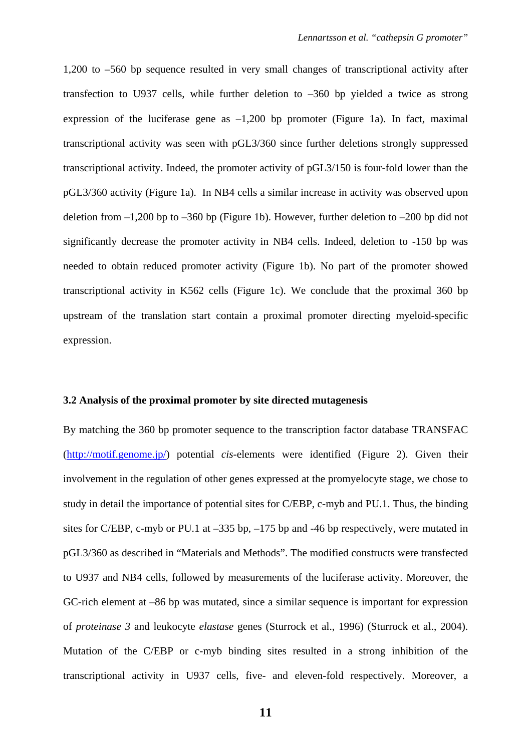1,200 to –560 bp sequence resulted in very small changes of transcriptional activity after transfection to U937 cells, while further deletion to –360 bp yielded a twice as strong expression of the luciferase gene as –1,200 bp promoter (Figure 1a). In fact, maximal transcriptional activity was seen with pGL3/360 since further deletions strongly suppressed transcriptional activity. Indeed, the promoter activity of pGL3/150 is four-fold lower than the pGL3/360 activity (Figure 1a). In NB4 cells a similar increase in activity was observed upon deletion from –1,200 bp to –360 bp (Figure 1b). However, further deletion to –200 bp did not significantly decrease the promoter activity in NB4 cells. Indeed, deletion to -150 bp was needed to obtain reduced promoter activity (Figure 1b). No part of the promoter showed transcriptional activity in K562 cells (Figure 1c). We conclude that the proximal 360 bp upstream of the translation start contain a proximal promoter directing myeloid-specific expression.

### 3.2 Analysis of the proximal promoter by site directed mutagenesis

By matching the 360 bp promoter sequence to the transcription factor database TRANSFAC (http://motif.genome.jp/) potential *cis*-elements were identified (Figure 2). Given their involvement in the regulation of other genes expressed at the promyelocyte stage, we chose to study in detail the importance of potential sites for C/EBP, c-myb and PU.1. Thus, the binding sites for C/EBP, c-myb or PU.1 at –335 bp, –175 bp and -46 bp respectively, were mutated in pGL3/360 as described in "Materials and Methods". The modified constructs were transfected to U937 and NB4 cells, followed by measurements of the luciferase activity. Moreover, the GC-rich element at –86 bp was mutated, since a similar sequence is important for expression of *proteinase 3* and leukocyte *elastase* genes (Sturrock et al., 1996) (Sturrock et al., 2004). Mutation of the C/EBP or c-myb binding sites resulted in a strong inhibition of the transcriptional activity in U937 cells, five- and eleven-fold respectively. Moreover, a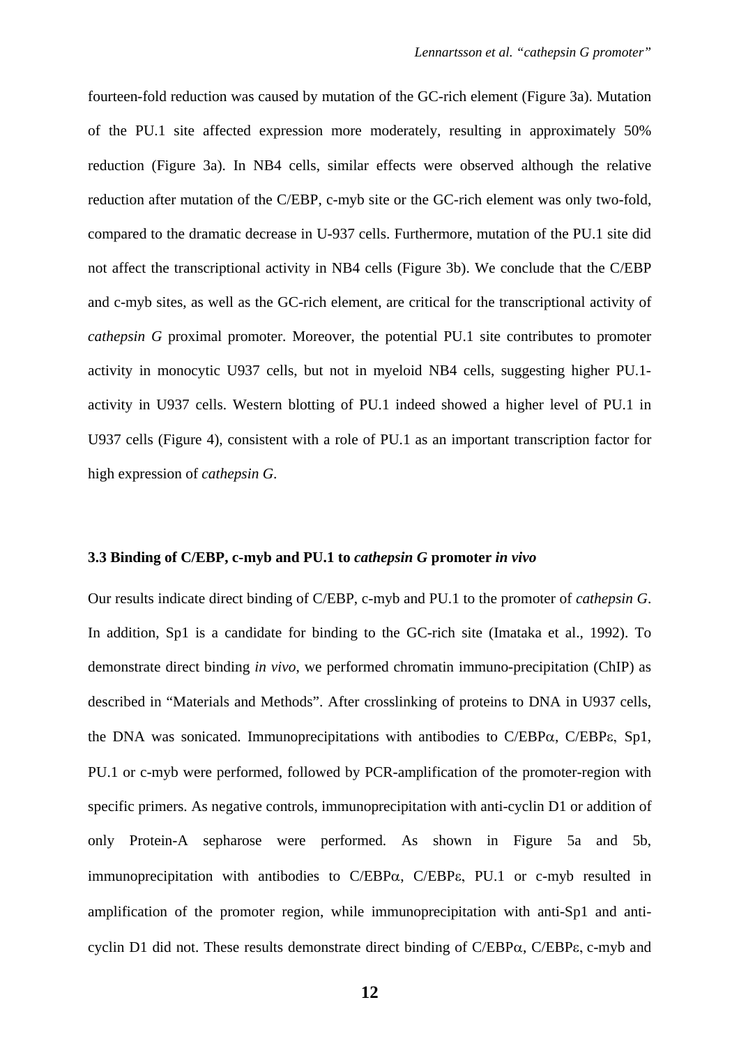fourteen-fold reduction was caused by mutation of the GC-rich element (Figure 3a). Mutation of the PU.1 site affected expression more moderately, resulting in approximately 50% reduction (Figure 3a). In NB4 cells, similar effects were observed although the relative reduction after mutation of the C/EBP, c-myb site or the GC-rich element was only two-fold, compared to the dramatic decrease in U-937 cells. Furthermore, mutation of the PU.1 site did not affect the transcriptional activity in NB4 cells (Figure 3b). We conclude that the C/EBP and c-myb sites, as well as the GC-rich element, are critical for the transcriptional activity of *cathepsin G* proximal promoter. Moreover, the potential PU.1 site contributes to promoter activity in monocytic U937 cells, but not in myeloid NB4 cells, suggesting higher PU.1-activity in U937 cells. Western blotting of PU.1 indeed showed a higher level of PU.1 in U937 cells (Figure 4), consistent with a role of PU.1 as an important transcription factor for high expression of *cathepsin G*.

### 3.3 Binding of C/EBP, c-myb and PU.1 to *cathepsin G* promoter *in vivo*

Our results indicate direct binding of C/EBP, c-myb and PU.1 to the promoter of *cathepsin G*. In addition, Sp1 is a candidate for binding to the GC-rich site (Imataka et al., 1992). To demonstrate direct binding *in vivo*, we performed chromatin immuno-precipitation (ChIP) as described in "Materials and Methods". After crosslinking of proteins to DNA in U937 cells, the DNA was sonicated. Immunoprecipitations with antibodies to C/EBPα, C/EBPε, Sp1, PU.1 or c-myb were performed, followed by PCR-amplification of the promoter-region with specific primers. As negative controls, immunoprecipitation with anti-cyclin D1 or addition of only Protein-A sepharose were performed. As shown in Figure 5a and 5b, immunoprecipitation with antibodies to C/EBPα, C/EBPε, PU.1 or c-myb resulted in amplification of the promoter region, while immunoprecipitation with anti-Sp1 and anti-cyclin D1 did not. These results demonstrate direct binding of C/EBPα, C/EBPε, c-myb and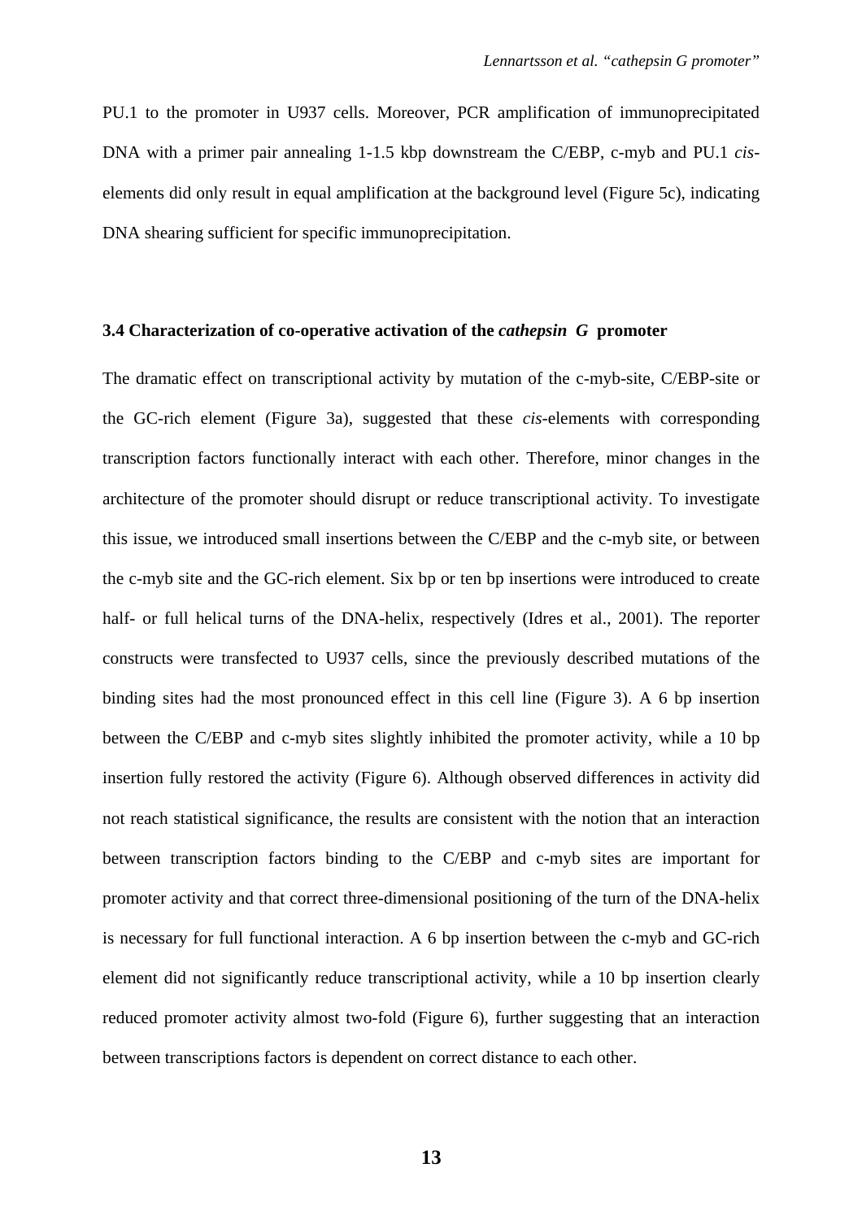PU.1 to the promoter in U937 cells. Moreover, PCR amplification of immunoprecipitated DNA with a primer pair annealing 1-1.5 kbp downstream the C/EBP, c-myb and PU.1 *cis*-elements did only result in equal amplification at the background level (Figure 5c), indicating DNA shearing sufficient for specific immunoprecipitation.

### 3.4 Characterization of co-operative activation of the *cathepsin G* promoter

The dramatic effect on transcriptional activity by mutation of the c-myb-site, C/EBP-site or the GC-rich element (Figure 3a), suggested that these *cis*-elements with corresponding transcription factors functionally interact with each other. Therefore, minor changes in the architecture of the promoter should disrupt or reduce transcriptional activity. To investigate this issue, we introduced small insertions between the C/EBP and the c-myb site, or between the c-myb site and the GC-rich element. Six bp or ten bp insertions were introduced to create half- or full helical turns of the DNA-helix, respectively (Idres et al., 2001). The reporter constructs were transfected to U937 cells, since the previously described mutations of the binding sites had the most pronounced effect in this cell line (Figure 3). A 6 bp insertion between the C/EBP and c-myb sites slightly inhibited the promoter activity, while a 10 bp insertion fully restored the activity (Figure 6). Although observed differences in activity did not reach statistical significance, the results are consistent with the notion that an interaction between transcription factors binding to the C/EBP and c-myb sites are important for promoter activity and that correct three-dimensional positioning of the turn of the DNA-helix is necessary for full functional interaction. A 6 bp insertion between the c-myb and GC-rich element did not significantly reduce transcriptional activity, while a 10 bp insertion clearly reduced promoter activity almost two-fold (Figure 6), further suggesting that an interaction between transcriptions factors is dependent on correct distance to each other.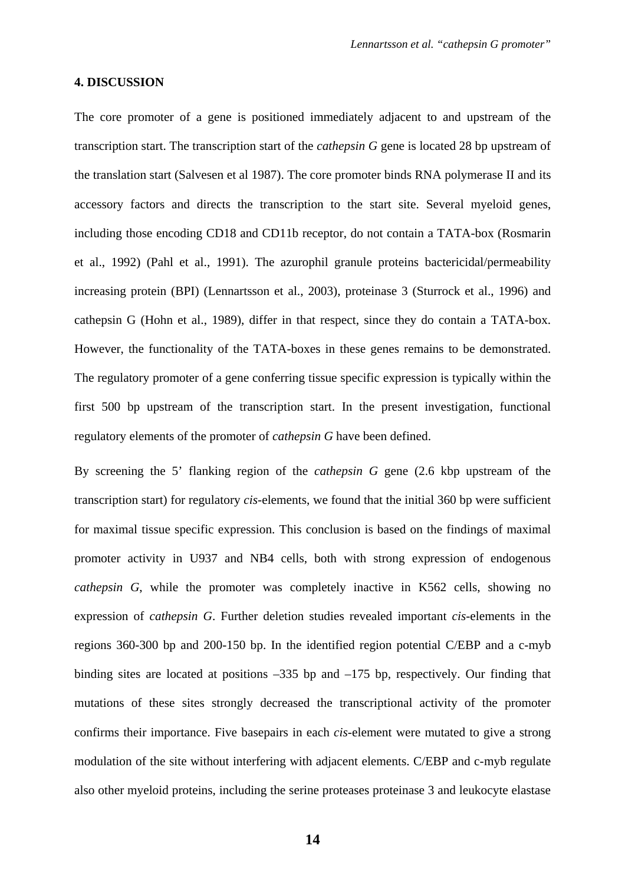## 4. DISCUSSION

The core promoter of a gene is positioned immediately adjacent to and upstream of the transcription start. The transcription start of the *cathepsin G* gene is located 28 bp upstream of the translation start (Salvesen et al 1987). The core promoter binds RNA polymerase II and its accessory factors and directs the transcription to the start site. Several myeloid genes, including those encoding CD18 and CD11b receptor, do not contain a TATA-box (Rosmarin et al., 1992) (Pahl et al., 1991). The azurophil granule proteins bactericidal/permeability increasing protein (BPI) (Lennartsson et al., 2003), proteinase 3 (Sturrock et al., 1996) and cathepsin G (Hohn et al., 1989), differ in that respect, since they do contain a TATA-box. However, the functionality of the TATA-boxes in these genes remains to be demonstrated. The regulatory promoter of a gene conferring tissue specific expression is typically within the first 500 bp upstream of the transcription start. In the present investigation, functional regulatory elements of the promoter of *cathepsin G* have been defined.

By screening the 5' flanking region of the *cathepsin G* gene (2.6 kbp upstream of the transcription start) for regulatory *cis*-elements, we found that the initial 360 bp were sufficient for maximal tissue specific expression. This conclusion is based on the findings of maximal promoter activity in U937 and NB4 cells, both with strong expression of endogenous *cathepsin G*, while the promoter was completely inactive in K562 cells, showing no expression of *cathepsin G*. Further deletion studies revealed important *cis*-elements in the regions 360-300 bp and 200-150 bp. In the identified region potential C/EBP and a c-myb binding sites are located at positions –335 bp and –175 bp, respectively. Our finding that mutations of these sites strongly decreased the transcriptional activity of the promoter confirms their importance. Five basepairs in each *cis*-element were mutated to give a strong modulation of the site without interfering with adjacent elements. C/EBP and c-myb regulate also other myeloid proteins, including the serine proteases proteinase 3 and leukocyte elastase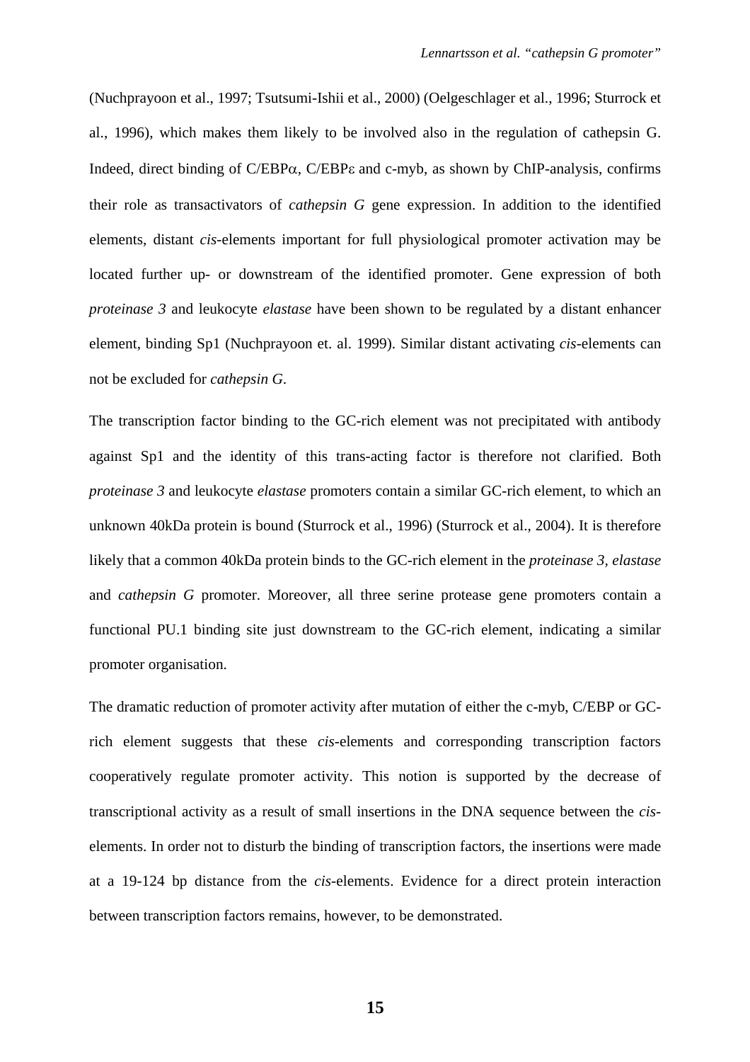(Nuchprayoon et al., 1997; Tsutsumi-Ishii et al., 2000) (Oelgeschlager et al., 1996; Sturrock et al., 1996), which makes them likely to be involved also in the regulation of cathepsin G. Indeed, direct binding of C/EBP$\alpha$, C/EBP$\varepsilon$ and c-myb, as shown by ChIP-analysis, confirms their role as transactivators of *cathepsin G* gene expression. In addition to the identified elements, distant *cis*-elements important for full physiological promoter activation may be located further up- or downstream of the identified promoter. Gene expression of both *proteinase 3* and leukocyte *elastase* have been shown to be regulated by a distant enhancer element, binding Sp1 (Nuchprayoon et. al. 1999). Similar distant activating *cis*-elements can not be excluded for *cathepsin G*.

The transcription factor binding to the GC-rich element was not precipitated with antibody against Sp1 and the identity of this trans-acting factor is therefore not clarified. Both *proteinase 3* and leukocyte *elastase* promoters contain a similar GC-rich element, to which an unknown 40kDa protein is bound (Sturrock et al., 1996) (Sturrock et al., 2004). It is therefore likely that a common 40kDa protein binds to the GC-rich element in the *proteinase 3, elastase* and *cathepsin G* promoter. Moreover, all three serine protease gene promoters contain a functional PU.1 binding site just downstream to the GC-rich element, indicating a similar promoter organisation.

The dramatic reduction of promoter activity after mutation of either the c-myb, C/EBP or GC-rich element suggests that these *cis*-elements and corresponding transcription factors cooperatively regulate promoter activity. This notion is supported by the decrease of transcriptional activity as a result of small insertions in the DNA sequence between the *cis*-elements. In order not to disturb the binding of transcription factors, the insertions were made at a 19-124 bp distance from the *cis*-elements. Evidence for a direct protein interaction between transcription factors remains, however, to be demonstrated.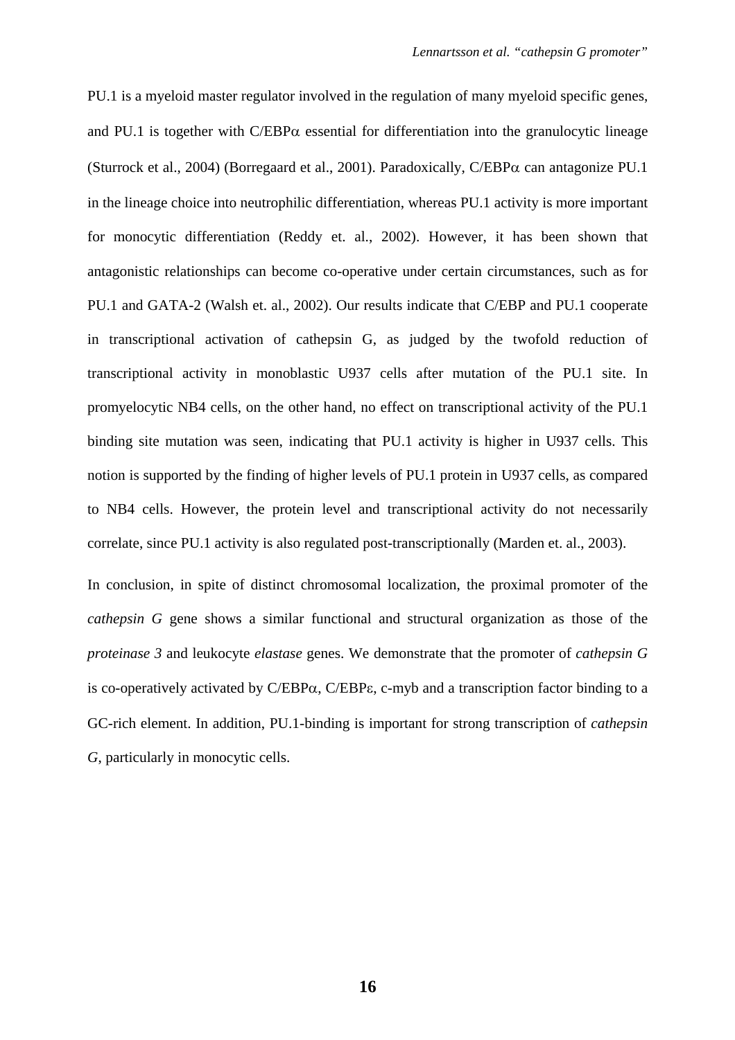PU.1 is a myeloid master regulator involved in the regulation of many myeloid specific genes, and PU.1 is together with C/EBPα essential for differentiation into the granulocytic lineage (Sturrock et al., 2004) (Borregaard et al., 2001). Paradoxically, C/EBPα can antagonize PU.1 in the lineage choice into neutrophilic differentiation, whereas PU.1 activity is more important for monocytic differentiation (Reddy et. al., 2002). However, it has been shown that antagonistic relationships can become co-operative under certain circumstances, such as for PU.1 and GATA-2 (Walsh et. al., 2002). Our results indicate that C/EBP and PU.1 cooperate in transcriptional activation of cathepsin G, as judged by the twofold reduction of transcriptional activity in monoblastic U937 cells after mutation of the PU.1 site. In promyelocytic NB4 cells, on the other hand, no effect on transcriptional activity of the PU.1 binding site mutation was seen, indicating that PU.1 activity is higher in U937 cells. This notion is supported by the finding of higher levels of PU.1 protein in U937 cells, as compared to NB4 cells. However, the protein level and transcriptional activity do not necessarily correlate, since PU.1 activity is also regulated post-transcriptionally (Marden et. al., 2003).

In conclusion, in spite of distinct chromosomal localization, the proximal promoter of the *cathepsin G* gene shows a similar functional and structural organization as those of the *proteinase 3* and leukocyte *elastase* genes. We demonstrate that the promoter of *cathepsin G* is co-operatively activated by C/EBPα, C/EBPε, c-myb and a transcription factor binding to a GC-rich element. In addition, PU.1-binding is important for strong transcription of *cathepsin G*, particularly in monocytic cells.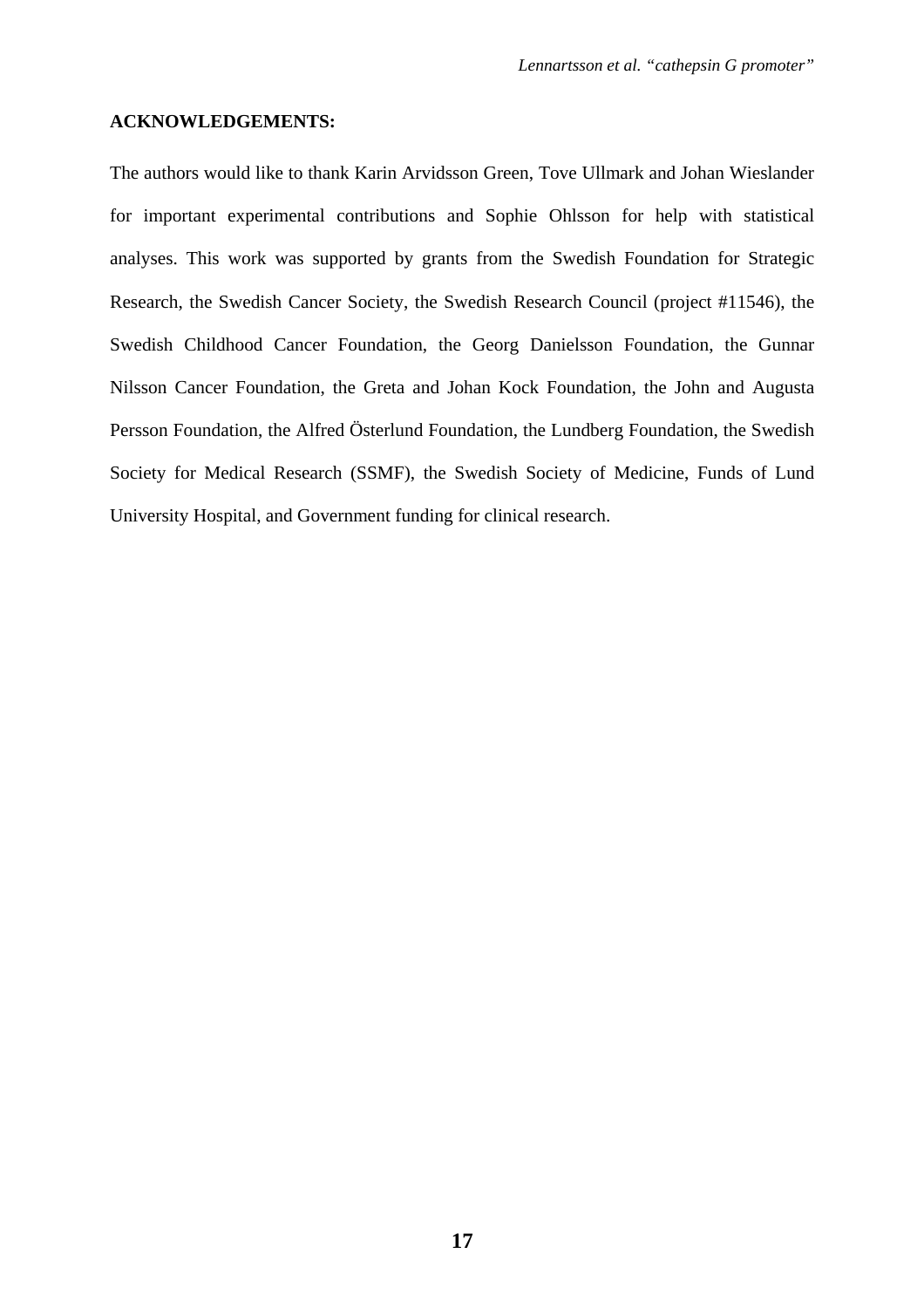**ACKNOWLEDGEMENTS:**

The authors would like to thank Karin Arvidsson Green, Tove Ullmark and Johan Wieslander for important experimental contributions and Sophie Ohlsson for help with statistical analyses. This work was supported by grants from the Swedish Foundation for Strategic Research, the Swedish Cancer Society, the Swedish Research Council (project #11546), the Swedish Childhood Cancer Foundation, the Georg Danielsson Foundation, the Gunnar Nilsson Cancer Foundation, the Greta and Johan Kock Foundation, the John and Augusta Persson Foundation, the Alfred Österlund Foundation, the Lundberg Foundation, the Swedish Society for Medical Research (SSMF), the Swedish Society of Medicine, Funds of Lund University Hospital, and Government funding for clinical research.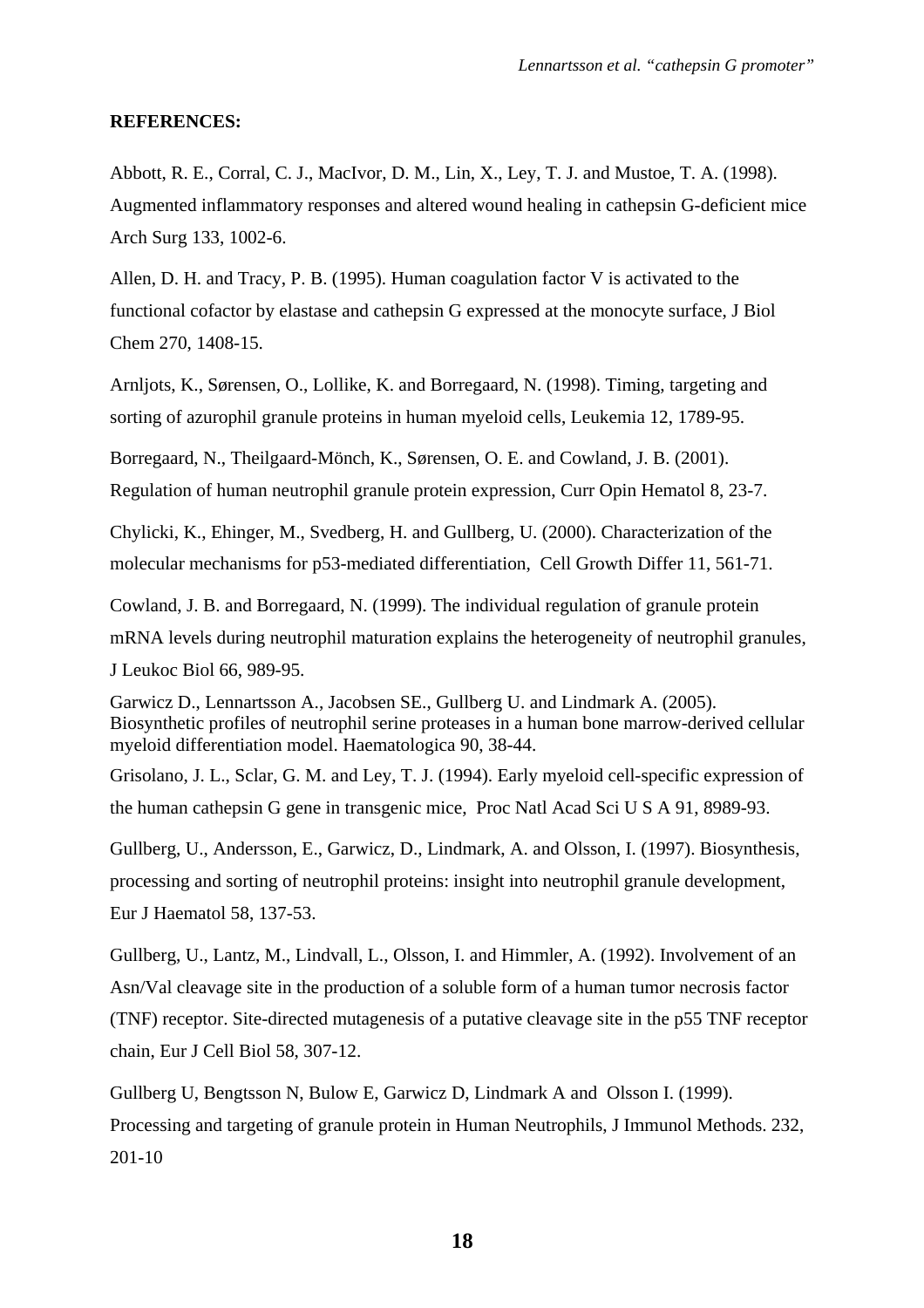**REFERENCES:**

Abbott, R. E., Corral, C. J., MacIvor, D. M., Lin, X., Ley, T. J. and Mustoe, T. A. (1998). Augmented inflammatory responses and altered wound healing in cathepsin G-deficient mice Arch Surg 133, 1002-6.

Allen, D. H. and Tracy, P. B. (1995). Human coagulation factor V is activated to the functional cofactor by elastase and cathepsin G expressed at the monocyte surface, J Biol Chem 270, 1408-15.

Arnljots, K., Sørensen, O., Lollike, K. and Borregaard, N. (1998). Timing, targeting and sorting of azurophil granule proteins in human myeloid cells, Leukemia 12, 1789-95.

Borregaard, N., Theilgaard-Mönch, K., Sørensen, O. E. and Cowland, J. B. (2001). Regulation of human neutrophil granule protein expression, Curr Opin Hematol 8, 23-7.

Chylicki, K., Ehinger, M., Svedberg, H. and Gullberg, U. (2000). Characterization of the molecular mechanisms for p53-mediated differentiation, Cell Growth Differ 11, 561-71.

Cowland, J. B. and Borregaard, N. (1999). The individual regulation of granule protein mRNA levels during neutrophil maturation explains the heterogeneity of neutrophil granules, J Leukoc Biol 66, 989-95.

Garwicz D., Lennartsson A., Jacobsen SE., Gullberg U. and Lindmark A. (2005). Biosynthetic profiles of neutrophil serine proteases in a human bone marrow-derived cellular myeloid differentiation model. Haematologica 90, 38-44.

Grisolano, J. L., Sclar, G. M. and Ley, T. J. (1994). Early myeloid cell-specific expression of the human cathepsin G gene in transgenic mice, Proc Natl Acad Sci U S A 91, 8989-93.

Gullberg, U., Andersson, E., Garwicz, D., Lindmark, A. and Olsson, I. (1997). Biosynthesis, processing and sorting of neutrophil proteins: insight into neutrophil granule development, Eur J Haematol 58, 137-53.

Gullberg, U., Lantz, M., Lindvall, L., Olsson, I. and Himmler, A. (1992). Involvement of an Asn/Val cleavage site in the production of a soluble form of a human tumor necrosis factor (TNF) receptor. Site-directed mutagenesis of a putative cleavage site in the p55 TNF receptor chain, Eur J Cell Biol 58, 307-12.

Gullberg U, Bengtsson N, Bulow E, Garwicz D, Lindmark A and Olsson I. (1999). Processing and targeting of granule protein in Human Neutrophils, J Immunol Methods. 232, 201-10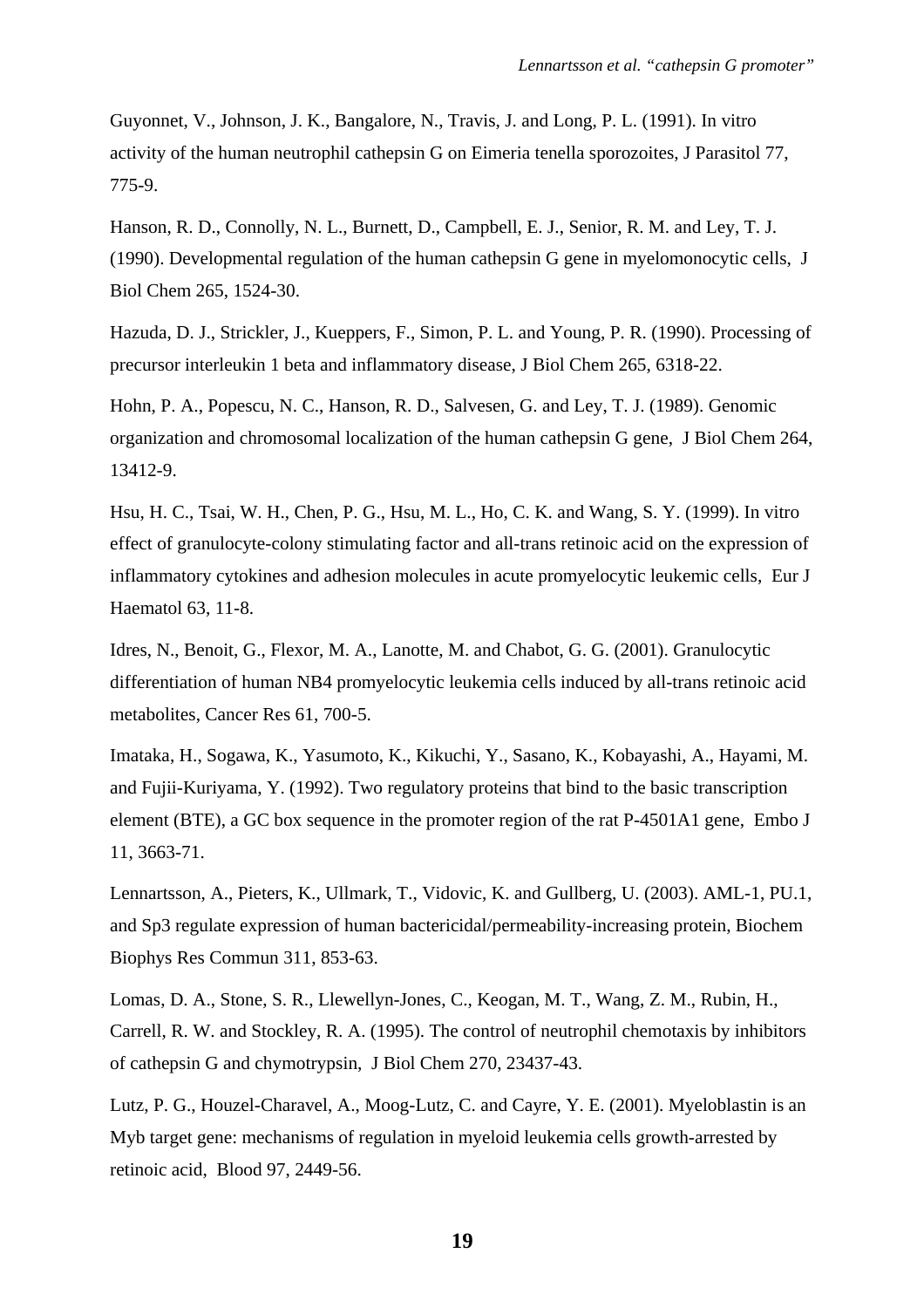Guyonnet, V., Johnson, J. K., Bangalore, N., Travis, J. and Long, P. L. (1991). In vitro activity of the human neutrophil cathepsin G on Eimeria tenella sporozoites, J Parasitol 77, 775-9.

Hanson, R. D., Connolly, N. L., Burnett, D., Campbell, E. J., Senior, R. M. and Ley, T. J. (1990). Developmental regulation of the human cathepsin G gene in myelomonocytic cells, J Biol Chem 265, 1524-30.

Hazuda, D. J., Strickler, J., Kueppers, F., Simon, P. L. and Young, P. R. (1990). Processing of precursor interleukin 1 beta and inflammatory disease, J Biol Chem 265, 6318-22.

Hohn, P. A., Popescu, N. C., Hanson, R. D., Salvesen, G. and Ley, T. J. (1989). Genomic organization and chromosomal localization of the human cathepsin G gene, J Biol Chem 264, 13412-9.

Hsu, H. C., Tsai, W. H., Chen, P. G., Hsu, M. L., Ho, C. K. and Wang, S. Y. (1999). In vitro effect of granulocyte-colony stimulating factor and all-trans retinoic acid on the expression of inflammatory cytokines and adhesion molecules in acute promyelocytic leukemic cells, Eur J Haematol 63, 11-8.

Idres, N., Benoit, G., Flexor, M. A., Lanotte, M. and Chabot, G. G. (2001). Granulocytic differentiation of human NB4 promyelocytic leukemia cells induced by all-trans retinoic acid metabolites, Cancer Res 61, 700-5.

Imataka, H., Sogawa, K., Yasumoto, K., Kikuchi, Y., Sasano, K., Kobayashi, A., Hayami, M. and Fujii-Kuriyama, Y. (1992). Two regulatory proteins that bind to the basic transcription element (BTE), a GC box sequence in the promoter region of the rat P-4501A1 gene, Embo J 11, 3663-71.

Lennartsson, A., Pieters, K., Ullmark, T., Vidovic, K. and Gullberg, U. (2003). AML-1, PU.1, and Sp3 regulate expression of human bactericidal/permeability-increasing protein, Biochem Biophys Res Commun 311, 853-63.

Lomas, D. A., Stone, S. R., Llewellyn-Jones, C., Keogan, M. T., Wang, Z. M., Rubin, H., Carrell, R. W. and Stockley, R. A. (1995). The control of neutrophil chemotaxis by inhibitors of cathepsin G and chymotrypsin, J Biol Chem 270, 23437-43.

Lutz, P. G., Houzel-Charavel, A., Moog-Lutz, C. and Cayre, Y. E. (2001). Myeloblastin is an Myb target gene: mechanisms of regulation in myeloid leukemia cells growth-arrested by retinoic acid, Blood 97, 2449-56.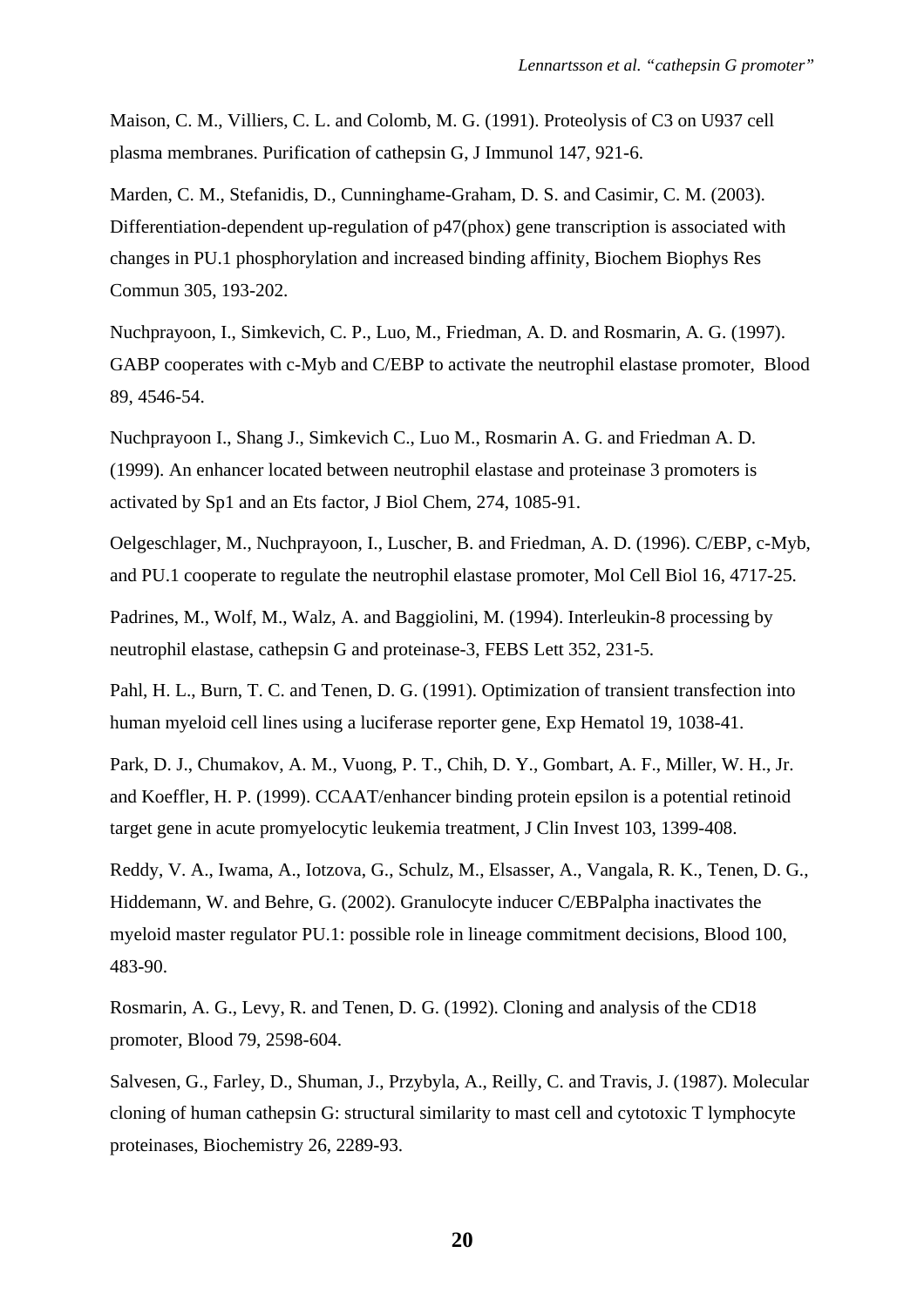Maison, C. M., Villiers, C. L. and Colomb, M. G. (1991). Proteolysis of C3 on U937 cell plasma membranes. Purification of cathepsin G, J Immunol 147, 921-6.

Marden, C. M., Stefanidis, D., Cunninghame-Graham, D. S. and Casimir, C. M. (2003). Differentiation-dependent up-regulation of p47(phox) gene transcription is associated with changes in PU.1 phosphorylation and increased binding affinity, Biochem Biophys Res Commun 305, 193-202.

Nuchprayoon, I., Simkevich, C. P., Luo, M., Friedman, A. D. and Rosmarin, A. G. (1997). GABP cooperates with c-Myb and C/EBP to activate the neutrophil elastase promoter, Blood 89, 4546-54.

Nuchprayoon I., Shang J., Simkevich C., Luo M., Rosmarin A. G. and Friedman A. D. (1999). An enhancer located between neutrophil elastase and proteinase 3 promoters is activated by Sp1 and an Ets factor, J Biol Chem, 274, 1085-91.

Oelgeschlager, M., Nuchprayoon, I., Luscher, B. and Friedman, A. D. (1996). C/EBP, c-Myb, and PU.1 cooperate to regulate the neutrophil elastase promoter, Mol Cell Biol 16, 4717-25.

Padrines, M., Wolf, M., Walz, A. and Baggiolini, M. (1994). Interleukin-8 processing by neutrophil elastase, cathepsin G and proteinase-3, FEBS Lett 352, 231-5.

Pahl, H. L., Burn, T. C. and Tenen, D. G. (1991). Optimization of transient transfection into human myeloid cell lines using a luciferase reporter gene, Exp Hematol 19, 1038-41.

Park, D. J., Chumakov, A. M., Vuong, P. T., Chih, D. Y., Gombart, A. F., Miller, W. H., Jr. and Koeffler, H. P. (1999). CCAAT/enhancer binding protein epsilon is a potential retinoid target gene in acute promyelocytic leukemia treatment, J Clin Invest 103, 1399-408.

Reddy, V. A., Iwama, A., Iotzova, G., Schulz, M., Elsasser, A., Vangala, R. K., Tenen, D. G., Hiddemann, W. and Behre, G. (2002). Granulocyte inducer C/EBPalpha inactivates the myeloid master regulator PU.1: possible role in lineage commitment decisions, Blood 100, 483-90.

Rosmarin, A. G., Levy, R. and Tenen, D. G. (1992). Cloning and analysis of the CD18 promoter, Blood 79, 2598-604.

Salvesen, G., Farley, D., Shuman, J., Przybyla, A., Reilly, C. and Travis, J. (1987). Molecular cloning of human cathepsin G: structural similarity to mast cell and cytotoxic T lymphocyte proteinases, Biochemistry 26, 2289-93.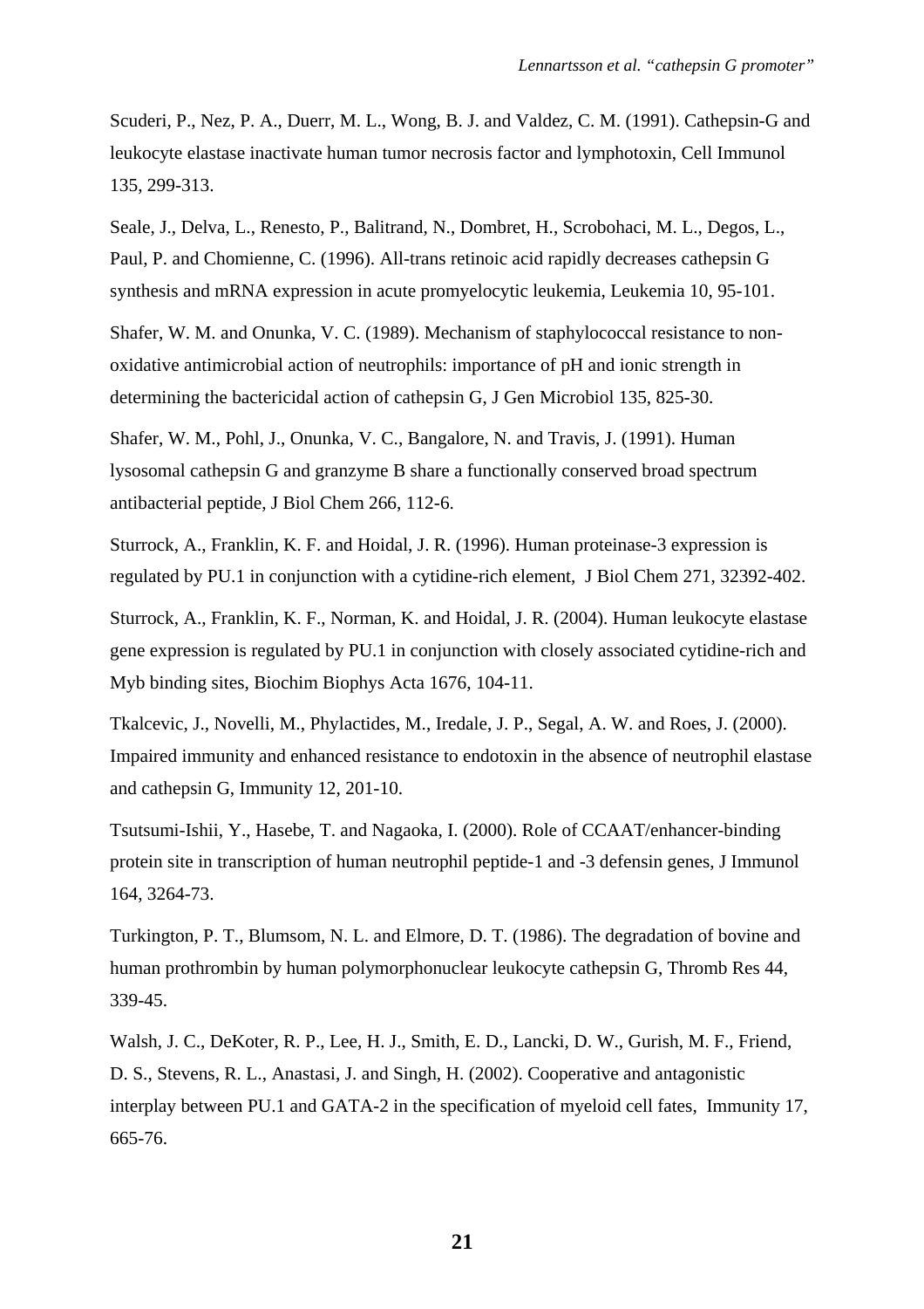Scuderi, P., Nez, P. A., Duerr, M. L., Wong, B. J. and Valdez, C. M. (1991). Cathepsin-G and leukocyte elastase inactivate human tumor necrosis factor and lymphotoxin, Cell Immunol 135, 299-313.

Seale, J., Delva, L., Renesto, P., Balitrand, N., Dombret, H., Scrobohaci, M. L., Degos, L., Paul, P. and Chomienne, C. (1996). All-trans retinoic acid rapidly decreases cathepsin G synthesis and mRNA expression in acute promyelocytic leukemia, Leukemia 10, 95-101.

Shafer, W. M. and Onunka, V. C. (1989). Mechanism of staphylococcal resistance to non-oxidative antimicrobial action of neutrophils: importance of pH and ionic strength in determining the bactericidal action of cathepsin G, J Gen Microbiol 135, 825-30.

Shafer, W. M., Pohl, J., Onunka, V. C., Bangalore, N. and Travis, J. (1991). Human lysosomal cathepsin G and granzyme B share a functionally conserved broad spectrum antibacterial peptide, J Biol Chem 266, 112-6.

Sturrock, A., Franklin, K. F. and Hoidal, J. R. (1996). Human proteinase-3 expression is regulated by PU.1 in conjunction with a cytidine-rich element, J Biol Chem 271, 32392-402.

Sturrock, A., Franklin, K. F., Norman, K. and Hoidal, J. R. (2004). Human leukocyte elastase gene expression is regulated by PU.1 in conjunction with closely associated cytidine-rich and Myb binding sites, Biochim Biophys Acta 1676, 104-11.

Tkalcevic, J., Novelli, M., Phylactides, M., Iredale, J. P., Segal, A. W. and Roes, J. (2000). Impaired immunity and enhanced resistance to endotoxin in the absence of neutrophil elastase and cathepsin G, Immunity 12, 201-10.

Tsutsumi-Ishii, Y., Hasebe, T. and Nagaoka, I. (2000). Role of CCAAT/enhancer-binding protein site in transcription of human neutrophil peptide-1 and -3 defensin genes, J Immunol 164, 3264-73.

Turkington, P. T., Blumsom, N. L. and Elmore, D. T. (1986). The degradation of bovine and human prothrombin by human polymorphonuclear leukocyte cathepsin G, Thromb Res 44, 339-45.

Walsh, J. C., DeKoter, R. P., Lee, H. J., Smith, E. D., Lancki, D. W., Gurish, M. F., Friend, D. S., Stevens, R. L., Anastasi, J. and Singh, H. (2002). Cooperative and antagonistic interplay between PU.1 and GATA-2 in the specification of myeloid cell fates, Immunity 17, 665-76.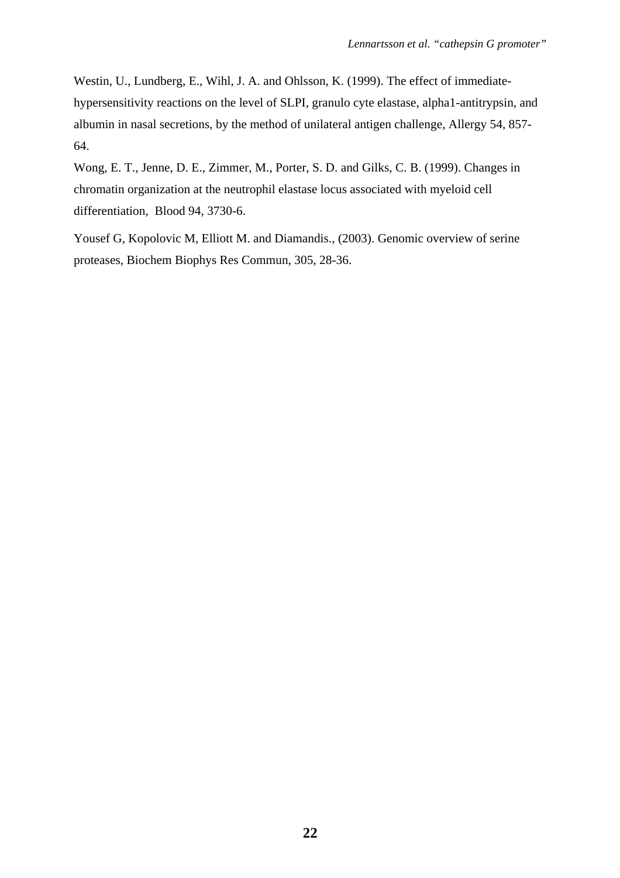Westin, U., Lundberg, E., Wihl, J. A. and Ohlsson, K. (1999). The effect of immediate-hypersensitivity reactions on the level of SLPI, granulo cyte elastase, alpha1-antitrypsin, and albumin in nasal secretions, by the method of unilateral antigen challenge, Allergy 54, 857-64.

Wong, E. T., Jenne, D. E., Zimmer, M., Porter, S. D. and Gilks, C. B. (1999). Changes in chromatin organization at the neutrophil elastase locus associated with myeloid cell differentiation, Blood 94, 3730-6.

Yousef G, Kopolovic M, Elliott M. and Diamandis., (2003). Genomic overview of serine proteases, Biochem Biophys Res Commun, 305, 28-36.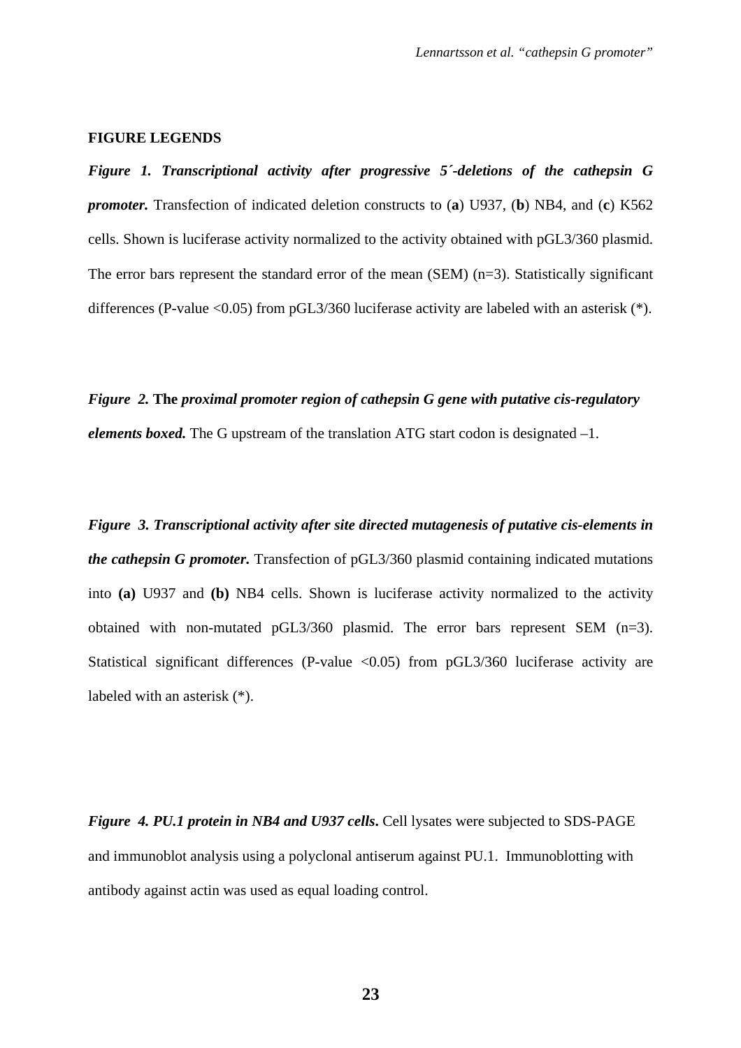**FIGURE LEGENDS**

***Figure 1. Transcriptional activity after progressive 5´-deletions of the cathepsin G promoter.*** Transfection of indicated deletion constructs to (**a**) U937, (**b**) NB4, and (**c**) K562 cells. Shown is luciferase activity normalized to the activity obtained with pGL3/360 plasmid. The error bars represent the standard error of the mean (SEM) (n=3). Statistically significant differences (P-value <0.05) from pGL3/360 luciferase activity are labeled with an asterisk (*).

***Figure 2.*** **The *proximal promoter region of cathepsin G gene with putative cis-regulatory elements boxed.*** The G upstream of the translation ATG start codon is designated –1.

***Figure 3. Transcriptional activity after site directed mutagenesis of putative cis-elements in the cathepsin G promoter.*** Transfection of pGL3/360 plasmid containing indicated mutations into **(a)** U937 and **(b)** NB4 cells. Shown is luciferase activity normalized to the activity obtained with non-mutated pGL3/360 plasmid. The error bars represent SEM (n=3). Statistical significant differences (P-value <0.05) from pGL3/360 luciferase activity are labeled with an asterisk (*).

***Figure 4. PU.1 protein in NB4 and U937 cells*****.** Cell lysates were subjected to SDS-PAGE and immunoblot analysis using a polyclonal antiserum against PU.1. Immunoblotting with antibody against actin was used as equal loading control.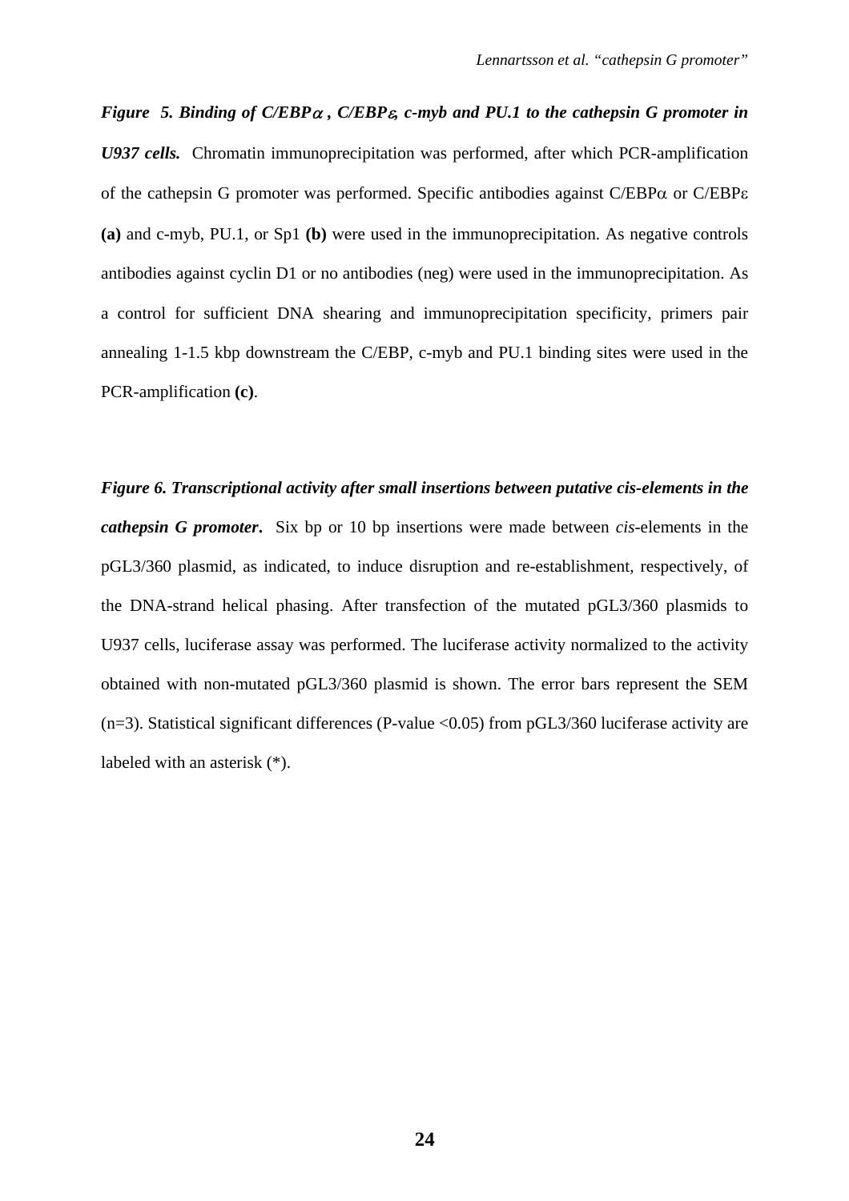***Figure 5. Binding of C/EBP$\alpha$, C/EBP$\varepsilon$, c-myb and PU.1 to the cathepsin G promoter in U937 cells.*** Chromatin immunoprecipitation was performed, after which PCR-amplification of the cathepsin G promoter was performed. Specific antibodies against C/EBP$\alpha$ or C/EBP$\varepsilon$ **(a)** and c-myb, PU.1, or Sp1 **(b)** were used in the immunoprecipitation. As negative controls antibodies against cyclin D1 or no antibodies (neg) were used in the immunoprecipitation. As a control for sufficient DNA shearing and immunoprecipitation specificity, primers pair annealing 1-1.5 kbp downstream the C/EBP, c-myb and PU.1 binding sites were used in the PCR-amplification **(c)**.

***Figure 6. Transcriptional activity after small insertions between putative cis-elements in the cathepsin G promoter.*** Six bp or 10 bp insertions were made between *cis*-elements in the pGL3/360 plasmid, as indicated, to induce disruption and re-establishment, respectively, of the DNA-strand helical phasing. After transfection of the mutated pGL3/360 plasmids to U937 cells, luciferase assay was performed. The luciferase activity normalized to the activity obtained with non-mutated pGL3/360 plasmid is shown. The error bars represent the SEM ($n=3$). Statistical significant differences (P-value $<0.05$) from pGL3/360 luciferase activity are labeled with an asterisk (*).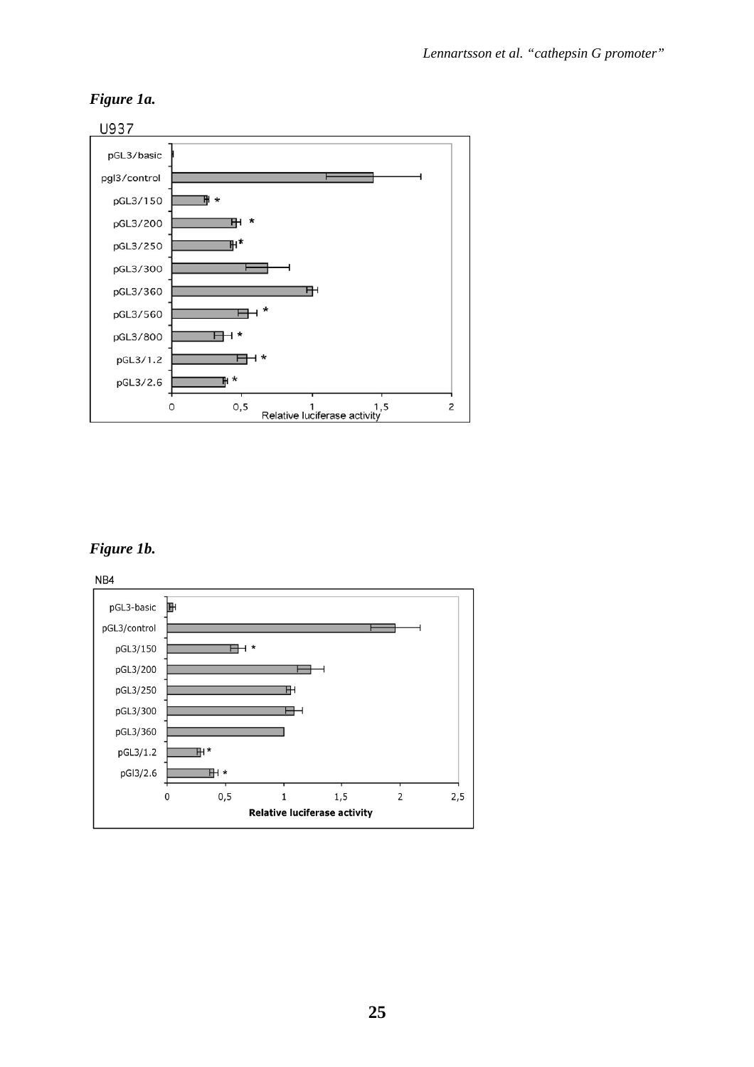*Figure 1a.*

U937

*Figure 1b.*

NB4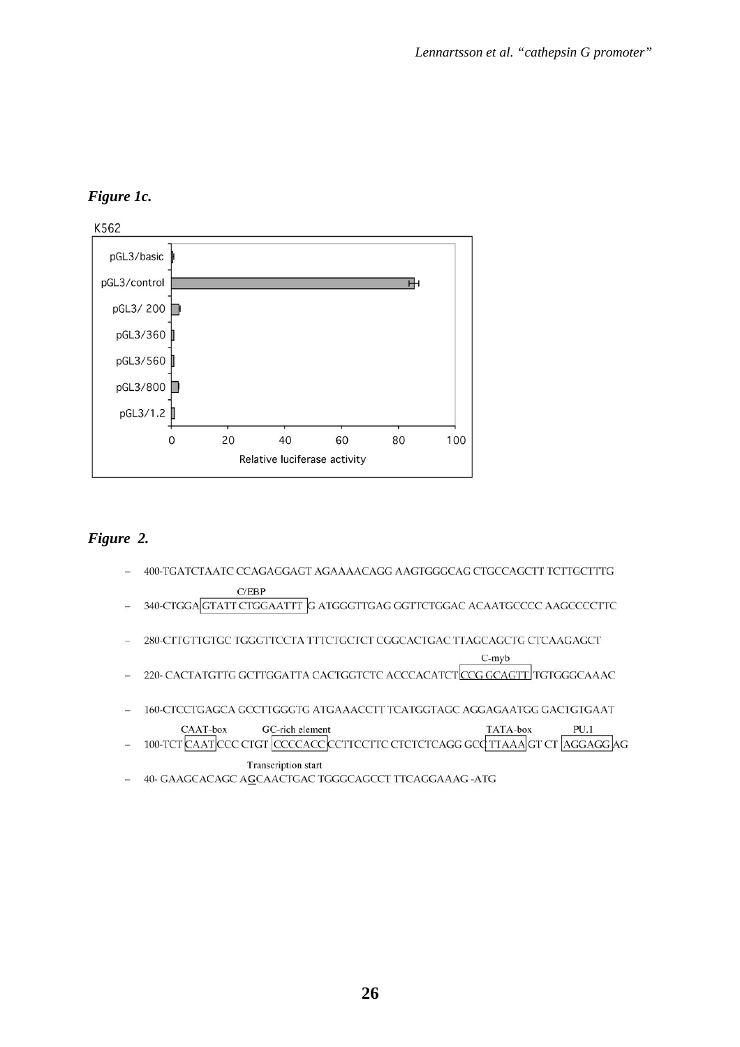***Figure 1c.***

K562

| Construct | Relative luciferase activity |
|---|---|
| pGL3/basic | |
| pGL3/control | |
| pGL3/ 200 | |
| pGL3/360 | |
| pGL3/560 | |
| pGL3/800 | |
| pGL3/1.2 | |

0 20 40 60 80 100

Relative luciferase activity

***Figure 2.***

```
– 400-TGATCTAATC CCAGAGGAGT AGAAAACAGG AAGTGGGCAG CTGCCAGCTT TCTTGCTTTG

                C/EBP
– 340-CTGGA[GTATT CTGGAATTT ]G ATGGGTTGAG GGTTCTGGAC ACAATGCCCC AAGCCCCTTC

– 280-CTTGTTGTGC TGGGTTCCTA TTTCTGCTCT CGGCACTGAC TTAGCAGCTG CTCAAGAGCT

                                                     C-myb
– 220- CACTATGTTG GCTTGGATTA CACTGGTCTC ACCCACATCT[CCG GCAGTT] TGTGGGCAAAC

– 160-CTCCTGAGCA GCCTTGGGTG ATGAAACCTT TCATGGTAGC AGGAGAATGG GACTGTGAAT

        CAAT-box       GC-rich element                      TATA-box      PU.1
– 100-TCT[CAAT]CCC CTGT [CCCCACC]CCTTCCTTC CTCTCTCAGG GCC[TTAAA]GT CT [AGGAGG]AG

                    Transcription start
– 40- GAAGCACAGC AGCAACTGAC TGGGCAGCCT TTCAGGAAAG -ATG
```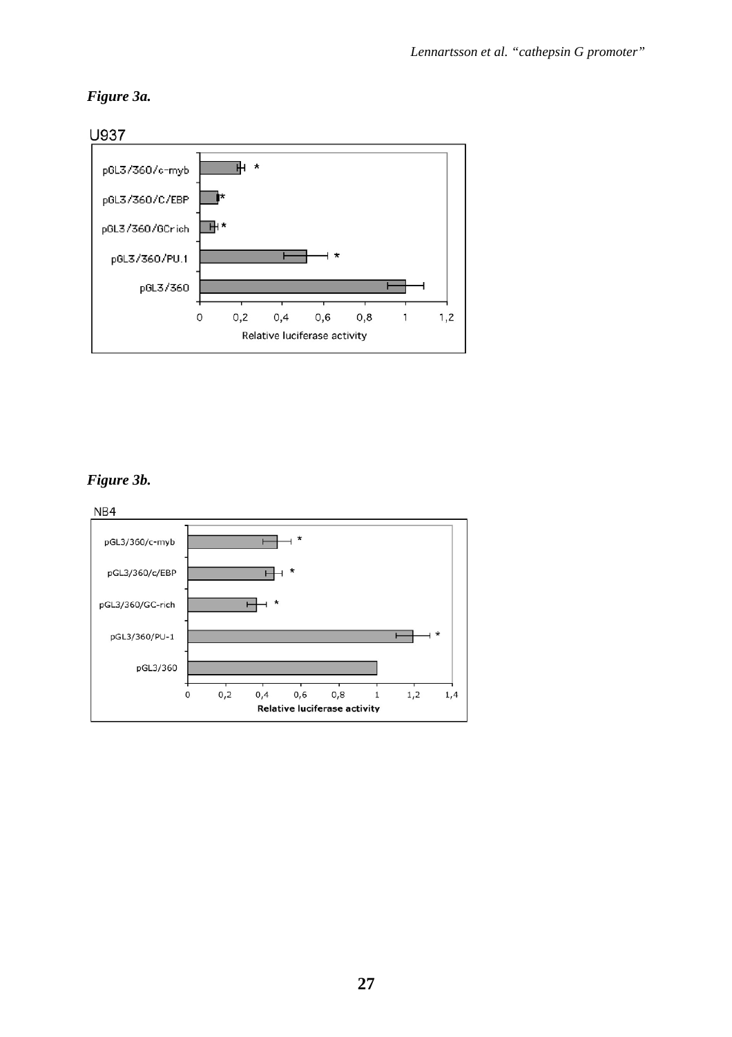***Figure 3a.***

U937

***Figure 3b.***

NB4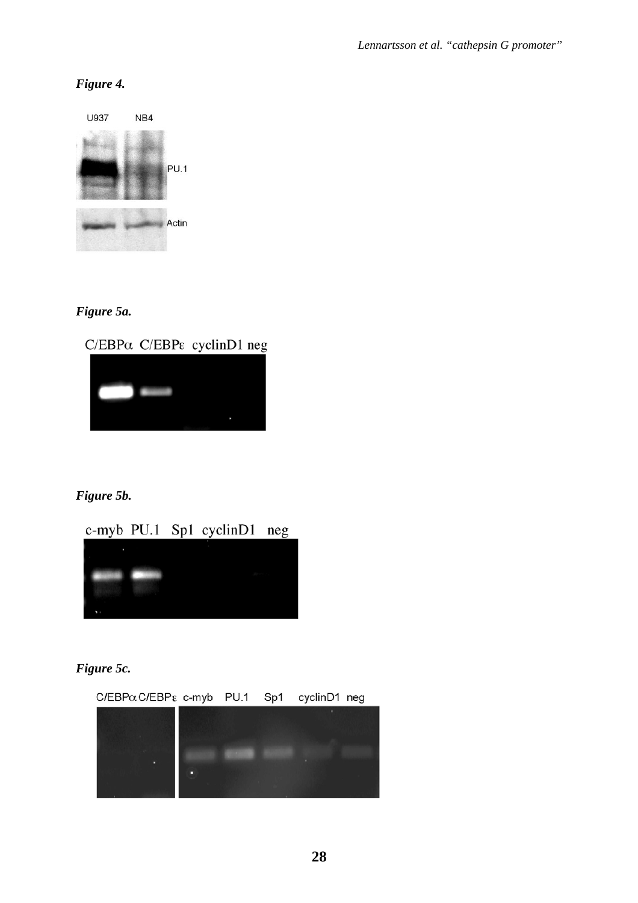*Figure 4.*

U937 NB4

PU.1

Actin

*Figure 5a.*

C/EBPα C/EBPε cyclinD1 neg

*Figure 5b.*

c-myb PU.1 Sp1 cyclinD1 neg

*Figure 5c.*

C/EBPα C/EBPε c-myb PU.1 Sp1 cyclinD1 neg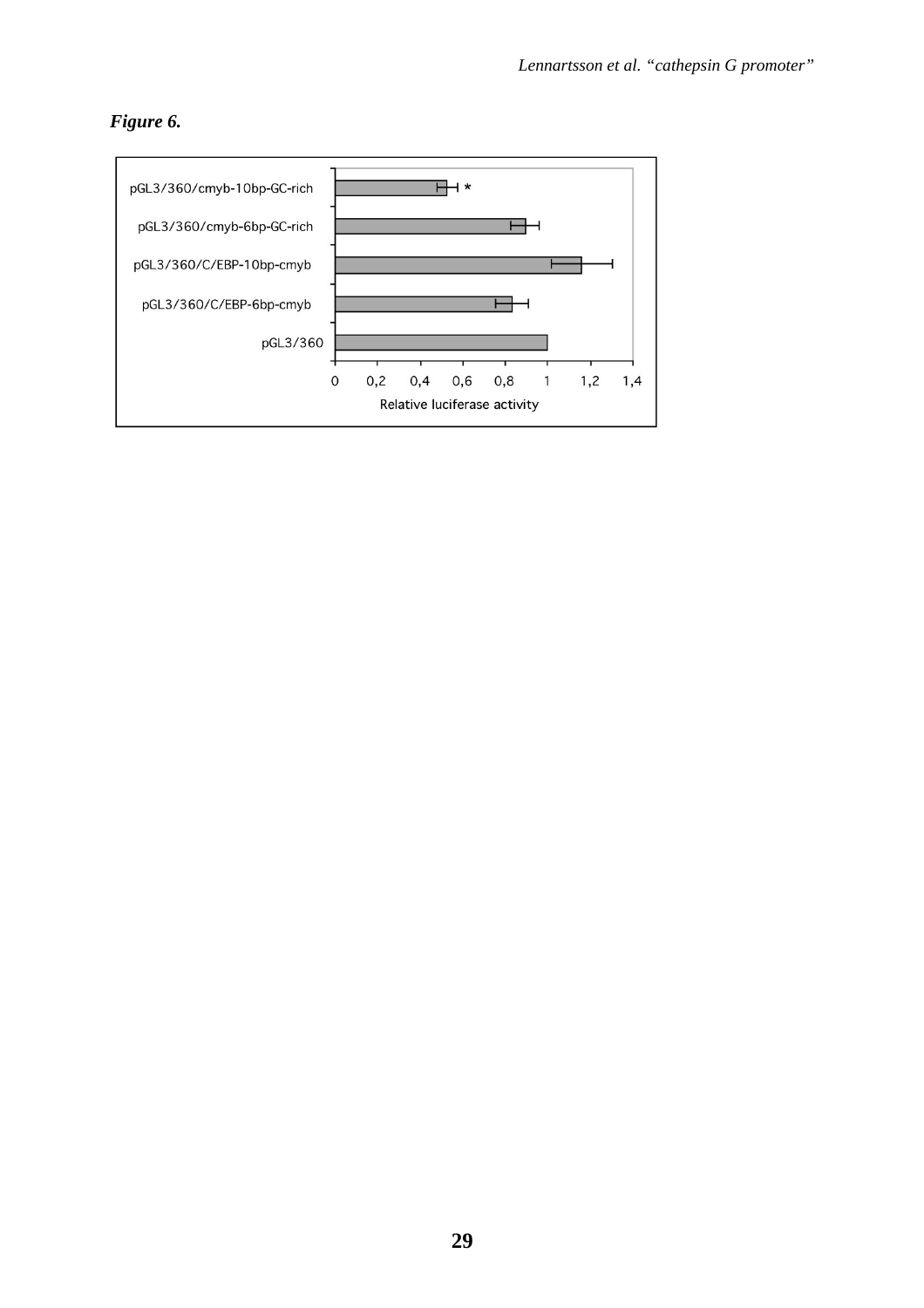***Figure 6.***

pGL3/360/cmyb-10bp-GC-rich *

pGL3/360/cmyb-6bp-GC-rich

pGL3/360/C/EBP-10bp-cmyb

pGL3/360/C/EBP-6bp-cmyb

pGL3/360

0 0,2 0,4 0,6 0,8 1 1,2 1,4

Relative luciferase activity